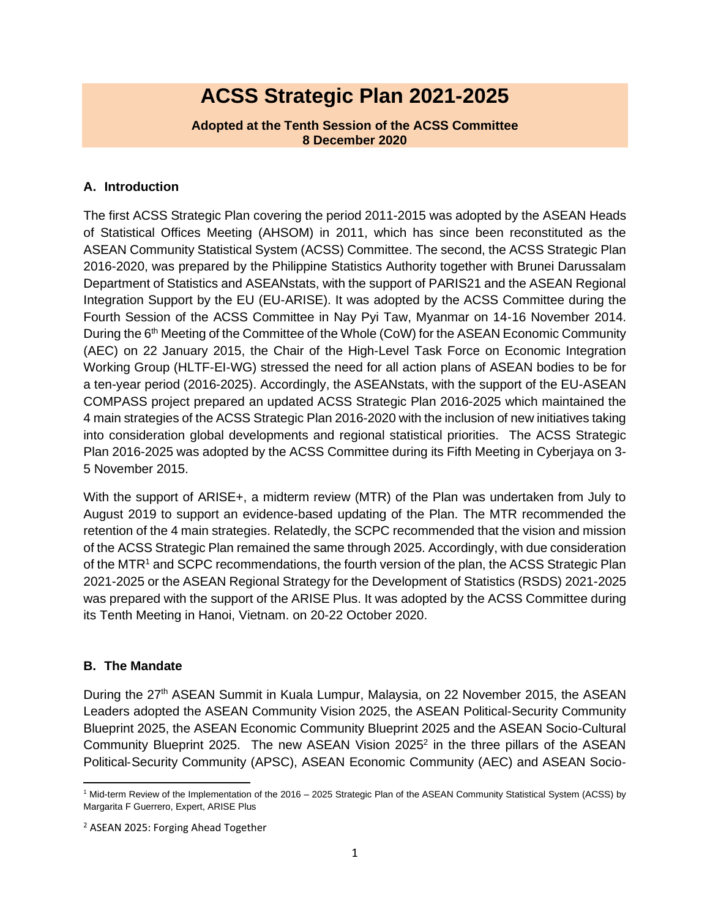# ACSS Strategic Plan 2021-2025

**Adopted at the Tenth Session of the ACSS Committee**
**8 December 2020**

## A. Introduction

The first ACSS Strategic Plan covering the period 2011-2015 was adopted by the ASEAN Heads of Statistical Offices Meeting (AHSOM) in 2011, which has since been reconstituted as the ASEAN Community Statistical System (ACSS) Committee. The second, the ACSS Strategic Plan 2016-2020, was prepared by the Philippine Statistics Authority together with Brunei Darussalam Department of Statistics and ASEANstats, with the support of PARIS21 and the ASEAN Regional Integration Support by the EU (EU-ARISE). It was adopted by the ACSS Committee during the Fourth Session of the ACSS Committee in Nay Pyi Taw, Myanmar on 14-16 November 2014. During the 6th Meeting of the Committee of the Whole (CoW) for the ASEAN Economic Community (AEC) on 22 January 2015, the Chair of the High-Level Task Force on Economic Integration Working Group (HLTF-EI-WG) stressed the need for all action plans of ASEAN bodies to be for a ten-year period (2016-2025). Accordingly, the ASEANstats, with the support of the EU-ASEAN COMPASS project prepared an updated ACSS Strategic Plan 2016-2025 which maintained the 4 main strategies of the ACSS Strategic Plan 2016-2020 with the inclusion of new initiatives taking into consideration global developments and regional statistical priorities. The ACSS Strategic Plan 2016-2025 was adopted by the ACSS Committee during its Fifth Meeting in Cyberjaya on 3-5 November 2015.

With the support of ARISE+, a midterm review (MTR) of the Plan was undertaken from July to August 2019 to support an evidence-based updating of the Plan. The MTR recommended the retention of the 4 main strategies. Relatedly, the SCPC recommended that the vision and mission of the ACSS Strategic Plan remained the same through 2025. Accordingly, with due consideration of the MTR[1] and SCPC recommendations, the fourth version of the plan, the ACSS Strategic Plan 2021-2025 or the ASEAN Regional Strategy for the Development of Statistics (RSDS) 2021-2025 was prepared with the support of the ARISE Plus. It was adopted by the ACSS Committee during its Tenth Meeting in Hanoi, Vietnam. on 20-22 October 2020.

## B. The Mandate

During the 27th ASEAN Summit in Kuala Lumpur, Malaysia, on 22 November 2015, the ASEAN Leaders adopted the ASEAN Community Vision 2025, the ASEAN Political-Security Community Blueprint 2025, the ASEAN Economic Community Blueprint 2025 and the ASEAN Socio-Cultural Community Blueprint 2025. The new ASEAN Vision 2025[2] in the three pillars of the ASEAN Political-Security Community (APSC), ASEAN Economic Community (AEC) and ASEAN Socio-

---

[1] Mid-term Review of the Implementation of the 2016 – 2025 Strategic Plan of the ASEAN Community Statistical System (ACSS) by Margarita F Guerrero, Expert, ARISE Plus

[2] ASEAN 2025: Forging Ahead Together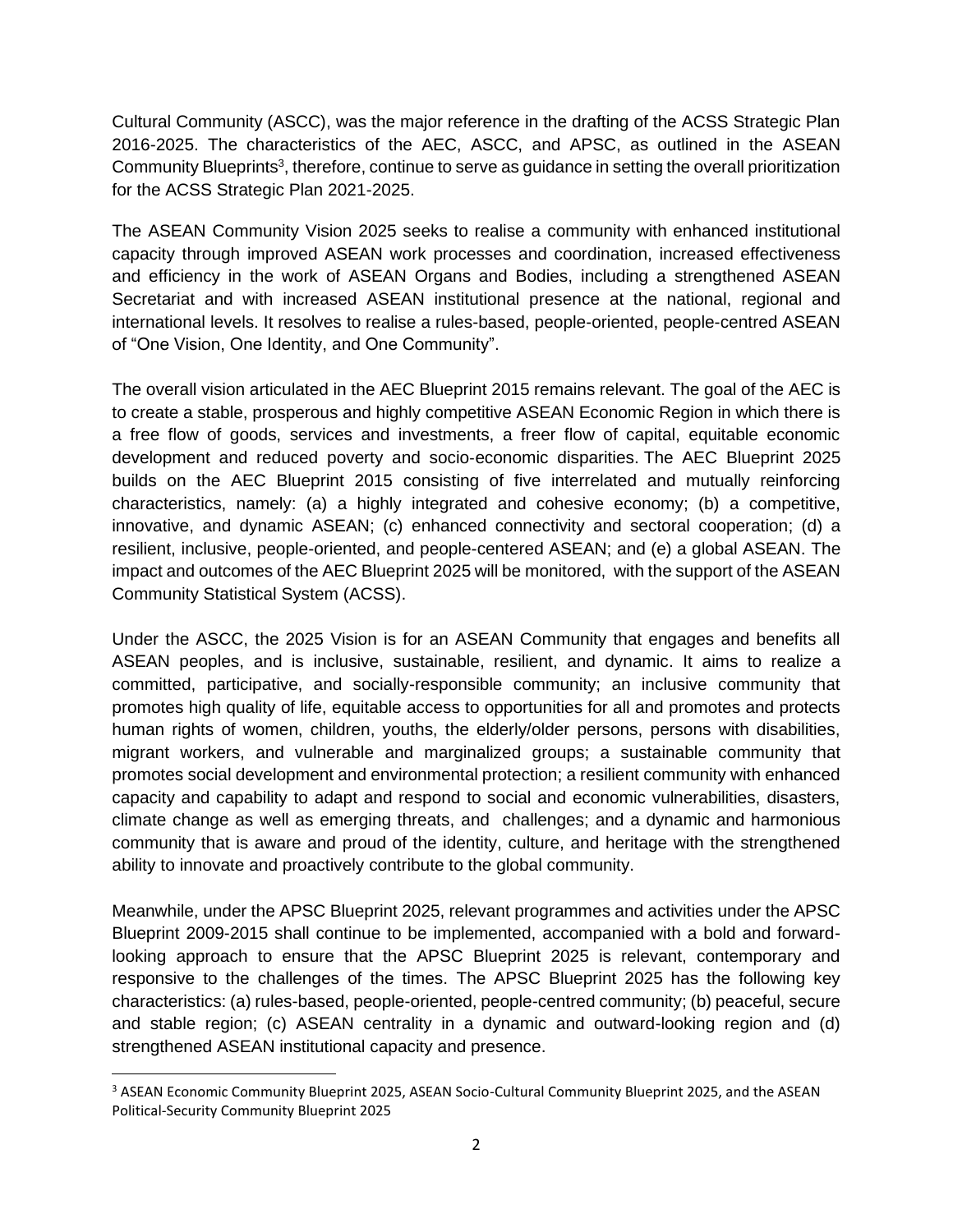Cultural Community (ASCC), was the major reference in the drafting of the ACSS Strategic Plan 2016-2025. The characteristics of the AEC, ASCC, and APSC, as outlined in the ASEAN Community Blueprints[3], therefore, continue to serve as guidance in setting the overall prioritization for the ACSS Strategic Plan 2021-2025.

The ASEAN Community Vision 2025 seeks to realise a community with enhanced institutional capacity through improved ASEAN work processes and coordination, increased effectiveness and efficiency in the work of ASEAN Organs and Bodies, including a strengthened ASEAN Secretariat and with increased ASEAN institutional presence at the national, regional and international levels. It resolves to realise a rules-based, people-oriented, people-centred ASEAN of "One Vision, One Identity, and One Community".

The overall vision articulated in the AEC Blueprint 2015 remains relevant. The goal of the AEC is to create a stable, prosperous and highly competitive ASEAN Economic Region in which there is a free flow of goods, services and investments, a freer flow of capital, equitable economic development and reduced poverty and socio-economic disparities. The AEC Blueprint 2025 builds on the AEC Blueprint 2015 consisting of five interrelated and mutually reinforcing characteristics, namely: (a) a highly integrated and cohesive economy; (b) a competitive, innovative, and dynamic ASEAN; (c) enhanced connectivity and sectoral cooperation; (d) a resilient, inclusive, people-oriented, and people-centered ASEAN; and (e) a global ASEAN. The impact and outcomes of the AEC Blueprint 2025 will be monitored, with the support of the ASEAN Community Statistical System (ACSS).

Under the ASCC, the 2025 Vision is for an ASEAN Community that engages and benefits all ASEAN peoples, and is inclusive, sustainable, resilient, and dynamic. It aims to realize a committed, participative, and socially-responsible community; an inclusive community that promotes high quality of life, equitable access to opportunities for all and promotes and protects human rights of women, children, youths, the elderly/older persons, persons with disabilities, migrant workers, and vulnerable and marginalized groups; a sustainable community that promotes social development and environmental protection; a resilient community with enhanced capacity and capability to adapt and respond to social and economic vulnerabilities, disasters, climate change as well as emerging threats, and challenges; and a dynamic and harmonious community that is aware and proud of the identity, culture, and heritage with the strengthened ability to innovate and proactively contribute to the global community.

Meanwhile, under the APSC Blueprint 2025, relevant programmes and activities under the APSC Blueprint 2009-2015 shall continue to be implemented, accompanied with a bold and forward-looking approach to ensure that the APSC Blueprint 2025 is relevant, contemporary and responsive to the challenges of the times. The APSC Blueprint 2025 has the following key characteristics: (a) rules-based, people-oriented, people-centred community; (b) peaceful, secure and stable region; (c) ASEAN centrality in a dynamic and outward-looking region and (d) strengthened ASEAN institutional capacity and presence.

---

[3] ASEAN Economic Community Blueprint 2025, ASEAN Socio-Cultural Community Blueprint 2025, and the ASEAN Political-Security Community Blueprint 2025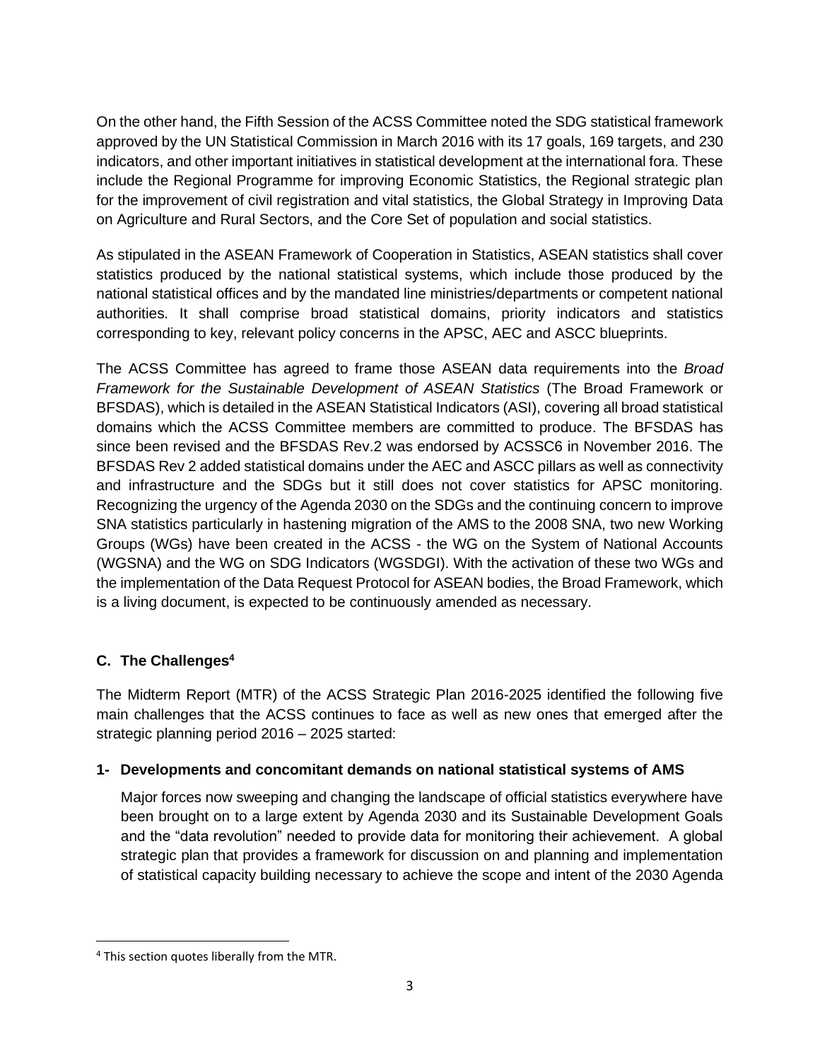On the other hand, the Fifth Session of the ACSS Committee noted the SDG statistical framework approved by the UN Statistical Commission in March 2016 with its 17 goals, 169 targets, and 230 indicators, and other important initiatives in statistical development at the international fora. These include the Regional Programme for improving Economic Statistics, the Regional strategic plan for the improvement of civil registration and vital statistics, the Global Strategy in Improving Data on Agriculture and Rural Sectors, and the Core Set of population and social statistics.

As stipulated in the ASEAN Framework of Cooperation in Statistics, ASEAN statistics shall cover statistics produced by the national statistical systems, which include those produced by the national statistical offices and by the mandated line ministries/departments or competent national authorities. It shall comprise broad statistical domains, priority indicators and statistics corresponding to key, relevant policy concerns in the APSC, AEC and ASCC blueprints.

The ACSS Committee has agreed to frame those ASEAN data requirements into the *Broad Framework for the Sustainable Development of ASEAN Statistics* (The Broad Framework or BFSDAS), which is detailed in the ASEAN Statistical Indicators (ASI), covering all broad statistical domains which the ACSS Committee members are committed to produce. The BFSDAS has since been revised and the BFSDAS Rev.2 was endorsed by ACSSC6 in November 2016. The BFSDAS Rev 2 added statistical domains under the AEC and ASCC pillars as well as connectivity and infrastructure and the SDGs but it still does not cover statistics for APSC monitoring. Recognizing the urgency of the Agenda 2030 on the SDGs and the continuing concern to improve SNA statistics particularly in hastening migration of the AMS to the 2008 SNA, two new Working Groups (WGs) have been created in the ACSS - the WG on the System of National Accounts (WGSNA) and the WG on SDG Indicators (WGSDGI). With the activation of these two WGs and the implementation of the Data Request Protocol for ASEAN bodies, the Broad Framework, which is a living document, is expected to be continuously amended as necessary.

### C. The Challenges[4]

The Midterm Report (MTR) of the ACSS Strategic Plan 2016-2025 identified the following five main challenges that the ACSS continues to face as well as new ones that emerged after the strategic planning period 2016 – 2025 started:

#### 1- Developments and concomitant demands on national statistical systems of AMS

Major forces now sweeping and changing the landscape of official statistics everywhere have been brought on to a large extent by Agenda 2030 and its Sustainable Development Goals and the "data revolution" needed to provide data for monitoring their achievement. A global strategic plan that provides a framework for discussion on and planning and implementation of statistical capacity building necessary to achieve the scope and intent of the 2030 Agenda

[4] This section quotes liberally from the MTR.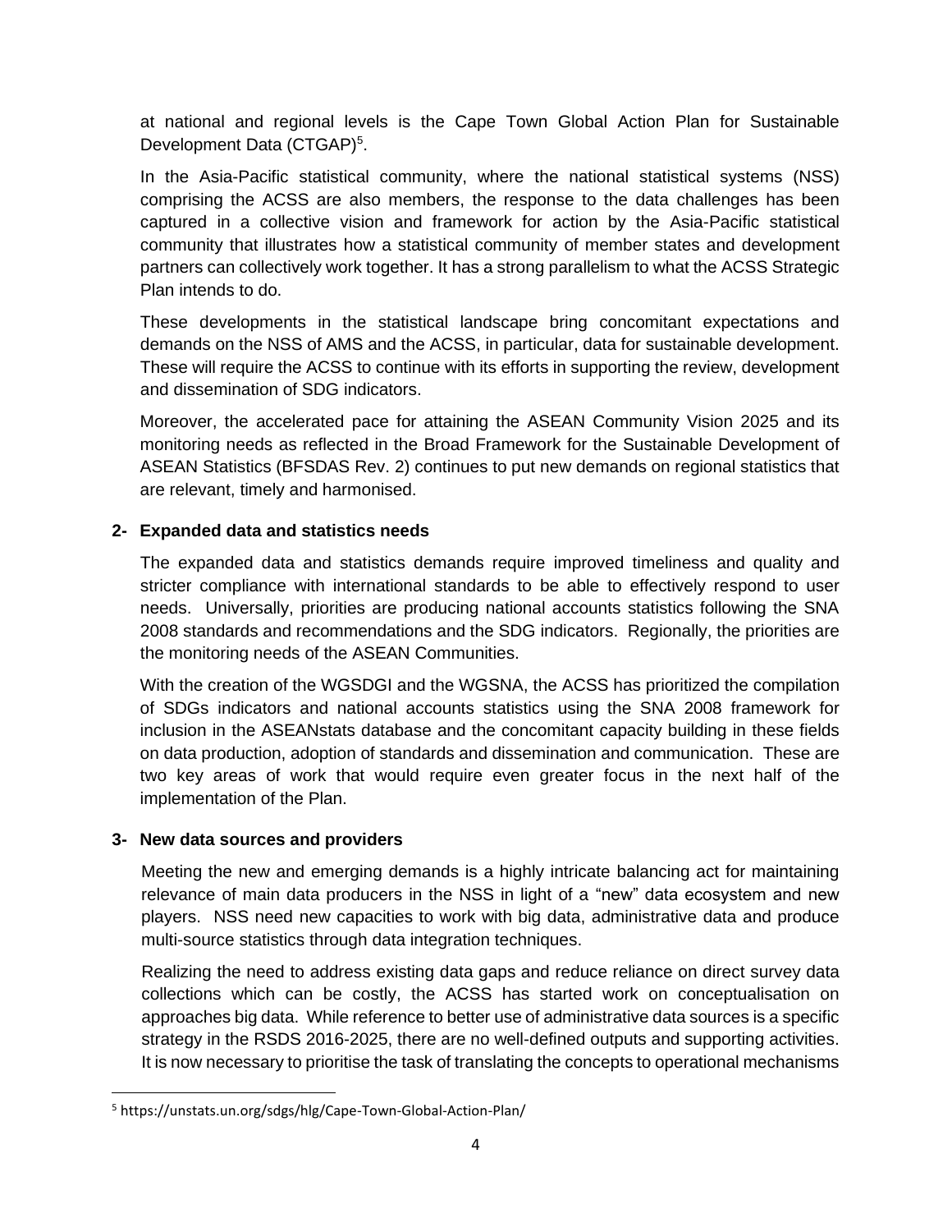at national and regional levels is the Cape Town Global Action Plan for Sustainable Development Data (CTGAP)[5].

In the Asia-Pacific statistical community, where the national statistical systems (NSS) comprising the ACSS are also members, the response to the data challenges has been captured in a collective vision and framework for action by the Asia-Pacific statistical community that illustrates how a statistical community of member states and development partners can collectively work together. It has a strong parallelism to what the ACSS Strategic Plan intends to do.

These developments in the statistical landscape bring concomitant expectations and demands on the NSS of AMS and the ACSS, in particular, data for sustainable development. These will require the ACSS to continue with its efforts in supporting the review, development and dissemination of SDG indicators.

Moreover, the accelerated pace for attaining the ASEAN Community Vision 2025 and its monitoring needs as reflected in the Broad Framework for the Sustainable Development of ASEAN Statistics (BFSDAS Rev. 2) continues to put new demands on regional statistics that are relevant, timely and harmonised.

**2- Expanded data and statistics needs**

The expanded data and statistics demands require improved timeliness and quality and stricter compliance with international standards to be able to effectively respond to user needs. Universally, priorities are producing national accounts statistics following the SNA 2008 standards and recommendations and the SDG indicators. Regionally, the priorities are the monitoring needs of the ASEAN Communities.

With the creation of the WGSDGI and the WGSNA, the ACSS has prioritized the compilation of SDGs indicators and national accounts statistics using the SNA 2008 framework for inclusion in the ASEANstats database and the concomitant capacity building in these fields on data production, adoption of standards and dissemination and communication. These are two key areas of work that would require even greater focus in the next half of the implementation of the Plan.

**3- New data sources and providers**

Meeting the new and emerging demands is a highly intricate balancing act for maintaining relevance of main data producers in the NSS in light of a "new" data ecosystem and new players. NSS need new capacities to work with big data, administrative data and produce multi-source statistics through data integration techniques.

Realizing the need to address existing data gaps and reduce reliance on direct survey data collections which can be costly, the ACSS has started work on conceptualisation on approaches big data. While reference to better use of administrative data sources is a specific strategy in the RSDS 2016-2025, there are no well-defined outputs and supporting activities. It is now necessary to prioritise the task of translating the concepts to operational mechanisms

[5] https://unstats.un.org/sdgs/hlg/Cape-Town-Global-Action-Plan/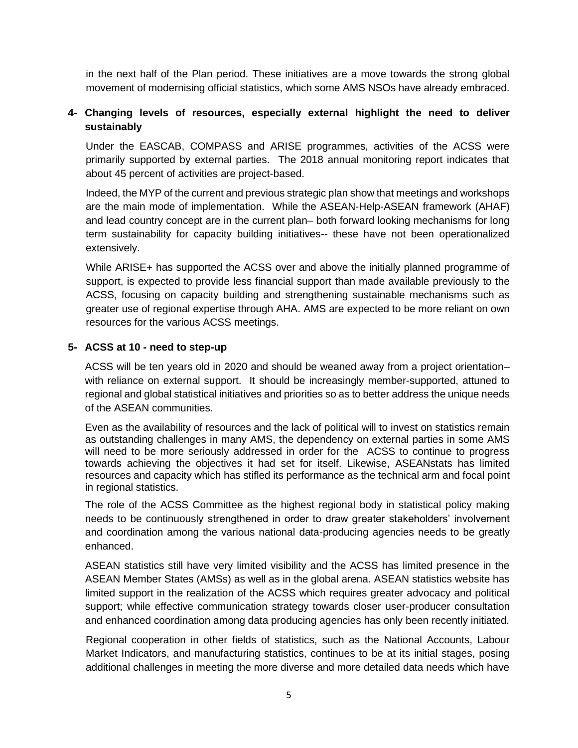in the next half of the Plan period. These initiatives are a move towards the strong global movement of modernising official statistics, which some AMS NSOs have already embraced.

**4- Changing levels of resources, especially external highlight the need to deliver sustainably**

Under the EASCAB, COMPASS and ARISE programmes, activities of the ACSS were primarily supported by external parties. The 2018 annual monitoring report indicates that about 45 percent of activities are project-based.

Indeed, the MYP of the current and previous strategic plan show that meetings and workshops are the main mode of implementation. While the ASEAN-Help-ASEAN framework (AHAF) and lead country concept are in the current plan– both forward looking mechanisms for long term sustainability for capacity building initiatives-- these have not been operationalized extensively.

While ARISE+ has supported the ACSS over and above the initially planned programme of support, is expected to provide less financial support than made available previously to the ACSS, focusing on capacity building and strengthening sustainable mechanisms such as greater use of regional expertise through AHA. AMS are expected to be more reliant on own resources for the various ACSS meetings.

**5- ACSS at 10 - need to step-up**

ACSS will be ten years old in 2020 and should be weaned away from a project orientation– with reliance on external support. It should be increasingly member-supported, attuned to regional and global statistical initiatives and priorities so as to better address the unique needs of the ASEAN communities.

Even as the availability of resources and the lack of political will to invest on statistics remain as outstanding challenges in many AMS, the dependency on external parties in some AMS will need to be more seriously addressed in order for the ACSS to continue to progress towards achieving the objectives it had set for itself. Likewise, ASEANstats has limited resources and capacity which has stifled its performance as the technical arm and focal point in regional statistics.

The role of the ACSS Committee as the highest regional body in statistical policy making needs to be continuously strengthened in order to draw greater stakeholders' involvement and coordination among the various national data-producing agencies needs to be greatly enhanced.

ASEAN statistics still have very limited visibility and the ACSS has limited presence in the ASEAN Member States (AMSs) as well as in the global arena. ASEAN statistics website has limited support in the realization of the ACSS which requires greater advocacy and political support; while effective communication strategy towards closer user-producer consultation and enhanced coordination among data producing agencies has only been recently initiated.

Regional cooperation in other fields of statistics, such as the National Accounts, Labour Market Indicators, and manufacturing statistics, continues to be at its initial stages, posing additional challenges in meeting the more diverse and more detailed data needs which have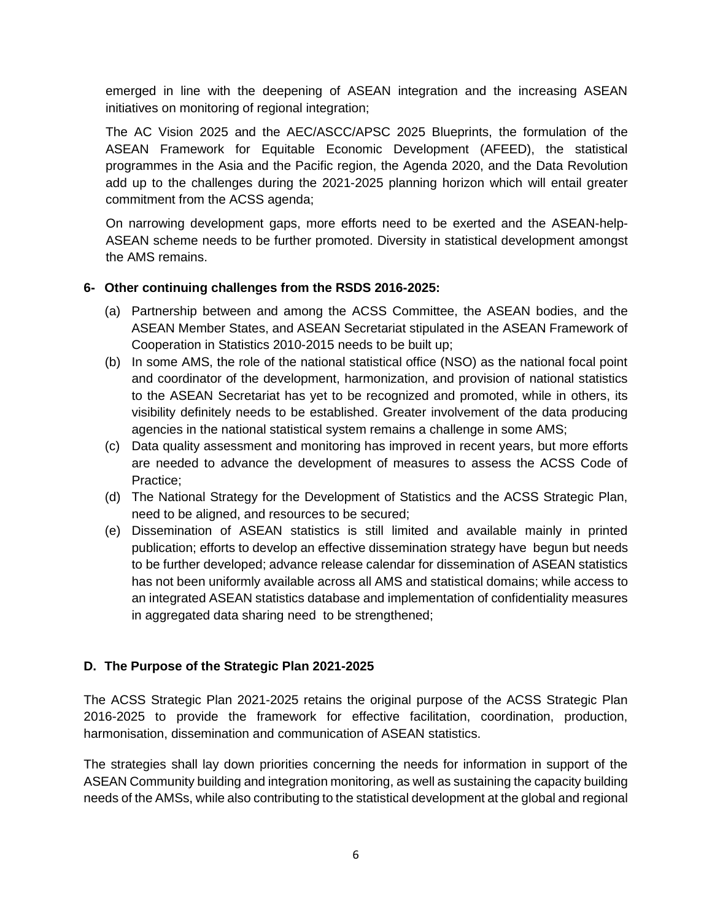emerged in line with the deepening of ASEAN integration and the increasing ASEAN initiatives on monitoring of regional integration;

The AC Vision 2025 and the AEC/ASCC/APSC 2025 Blueprints, the formulation of the ASEAN Framework for Equitable Economic Development (AFEED), the statistical programmes in the Asia and the Pacific region, the Agenda 2020, and the Data Revolution add up to the challenges during the 2021-2025 planning horizon which will entail greater commitment from the ACSS agenda;

On narrowing development gaps, more efforts need to be exerted and the ASEAN-help-ASEAN scheme needs to be further promoted. Diversity in statistical development amongst the AMS remains.

**6- Other continuing challenges from the RSDS 2016-2025:**

(a) Partnership between and among the ACSS Committee, the ASEAN bodies, and the ASEAN Member States, and ASEAN Secretariat stipulated in the ASEAN Framework of Cooperation in Statistics 2010-2015 needs to be built up;

(b) In some AMS, the role of the national statistical office (NSO) as the national focal point and coordinator of the development, harmonization, and provision of national statistics to the ASEAN Secretariat has yet to be recognized and promoted, while in others, its visibility definitely needs to be established. Greater involvement of the data producing agencies in the national statistical system remains a challenge in some AMS;

(c) Data quality assessment and monitoring has improved in recent years, but more efforts are needed to advance the development of measures to assess the ACSS Code of Practice;

(d) The National Strategy for the Development of Statistics and the ACSS Strategic Plan, need to be aligned, and resources to be secured;

(e) Dissemination of ASEAN statistics is still limited and available mainly in printed publication; efforts to develop an effective dissemination strategy have begun but needs to be further developed; advance release calendar for dissemination of ASEAN statistics has not been uniformly available across all AMS and statistical domains; while access to an integrated ASEAN statistics database and implementation of confidentiality measures in aggregated data sharing need to be strengthened;

## D. The Purpose of the Strategic Plan 2021-2025

The ACSS Strategic Plan 2021-2025 retains the original purpose of the ACSS Strategic Plan 2016-2025 to provide the framework for effective facilitation, coordination, production, harmonisation, dissemination and communication of ASEAN statistics.

The strategies shall lay down priorities concerning the needs for information in support of the ASEAN Community building and integration monitoring, as well as sustaining the capacity building needs of the AMSs, while also contributing to the statistical development at the global and regional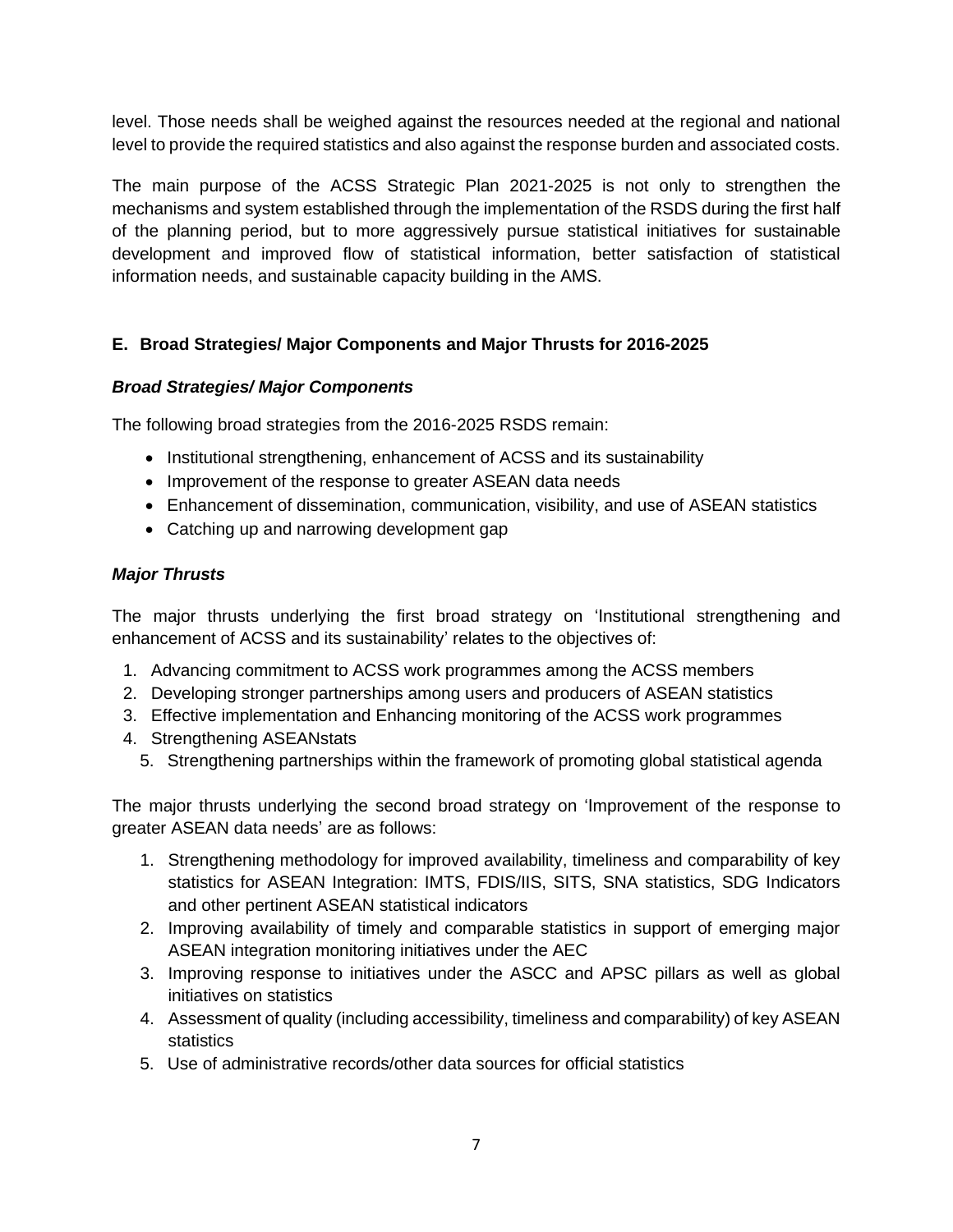level. Those needs shall be weighed against the resources needed at the regional and national level to provide the required statistics and also against the response burden and associated costs.

The main purpose of the ACSS Strategic Plan 2021-2025 is not only to strengthen the mechanisms and system established through the implementation of the RSDS during the first half of the planning period, but to more aggressively pursue statistical initiatives for sustainable development and improved flow of statistical information, better satisfaction of statistical information needs, and sustainable capacity building in the AMS.

## E. Broad Strategies/ Major Components and Major Thrusts for 2016-2025

### *Broad Strategies/ Major Components*

The following broad strategies from the 2016-2025 RSDS remain:

- Institutional strengthening, enhancement of ACSS and its sustainability
- Improvement of the response to greater ASEAN data needs
- Enhancement of dissemination, communication, visibility, and use of ASEAN statistics
- Catching up and narrowing development gap

### *Major Thrusts*

The major thrusts underlying the first broad strategy on 'Institutional strengthening and enhancement of ACSS and its sustainability' relates to the objectives of:

1. Advancing commitment to ACSS work programmes among the ACSS members
2. Developing stronger partnerships among users and producers of ASEAN statistics
3. Effective implementation and Enhancing monitoring of the ACSS work programmes
4. Strengthening ASEANstats
5. Strengthening partnerships within the framework of promoting global statistical agenda

The major thrusts underlying the second broad strategy on 'Improvement of the response to greater ASEAN data needs' are as follows:

1. Strengthening methodology for improved availability, timeliness and comparability of key statistics for ASEAN Integration: IMTS, FDIS/IIS, SITS, SNA statistics, SDG Indicators and other pertinent ASEAN statistical indicators
2. Improving availability of timely and comparable statistics in support of emerging major ASEAN integration monitoring initiatives under the AEC
3. Improving response to initiatives under the ASCC and APSC pillars as well as global initiatives on statistics
4. Assessment of quality (including accessibility, timeliness and comparability) of key ASEAN statistics
5. Use of administrative records/other data sources for official statistics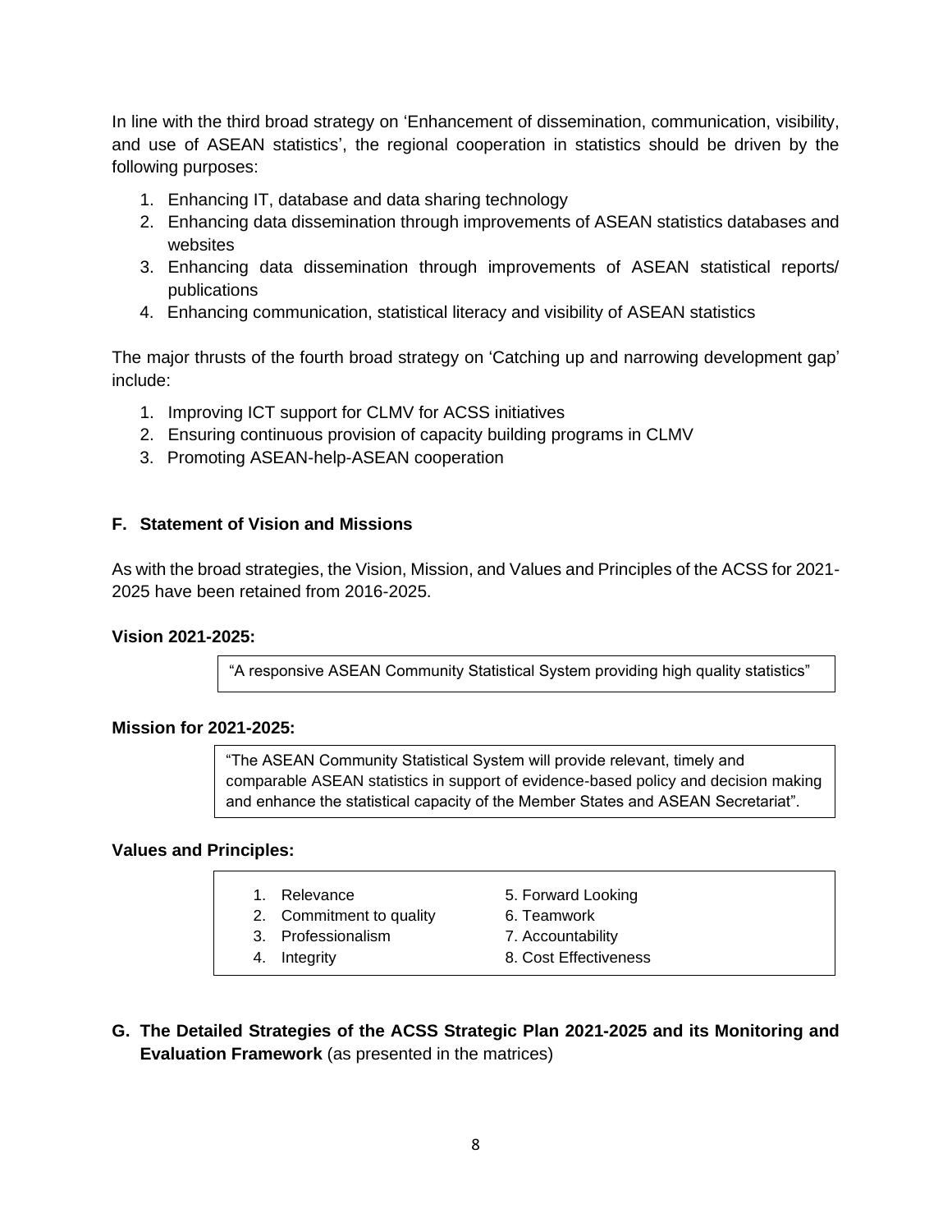In line with the third broad strategy on 'Enhancement of dissemination, communication, visibility, and use of ASEAN statistics', the regional cooperation in statistics should be driven by the following purposes:

1. Enhancing IT, database and data sharing technology
2. Enhancing data dissemination through improvements of ASEAN statistics databases and websites
3. Enhancing data dissemination through improvements of ASEAN statistical reports/ publications
4. Enhancing communication, statistical literacy and visibility of ASEAN statistics

The major thrusts of the fourth broad strategy on 'Catching up and narrowing development gap' include:

1. Improving ICT support for CLMV for ACSS initiatives
2. Ensuring continuous provision of capacity building programs in CLMV
3. Promoting ASEAN-help-ASEAN cooperation

## F. Statement of Vision and Missions

As with the broad strategies, the Vision, Mission, and Values and Principles of the ACSS for 2021-2025 have been retained from 2016-2025.

**Vision 2021-2025:**

> "A responsive ASEAN Community Statistical System providing high quality statistics"

**Mission for 2021-2025:**

> "The ASEAN Community Statistical System will provide relevant, timely and comparable ASEAN statistics in support of evidence-based policy and decision making and enhance the statistical capacity of the Member States and ASEAN Secretariat".

**Values and Principles:**

1. Relevance
2. Commitment to quality
3. Professionalism
4. Integrity
5. Forward Looking
6. Teamwork
7. Accountability
8. Cost Effectiveness

## G. The Detailed Strategies of the ACSS Strategic Plan 2021-2025 and its Monitoring and Evaluation Framework (as presented in the matrices)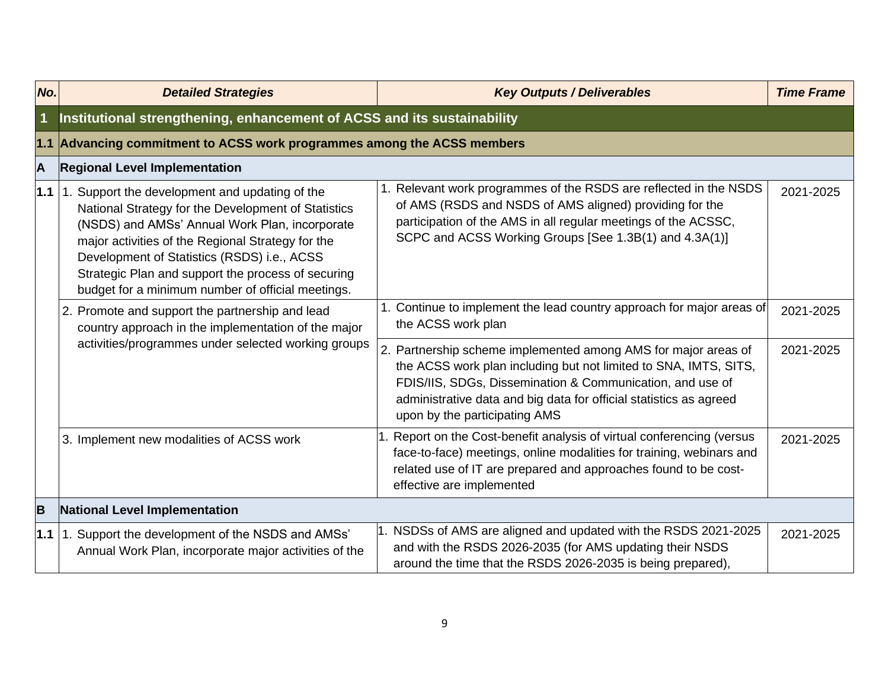| No. | Detailed Strategies | Key Outputs / Deliverables | Time Frame |
|---|---|---|---|
| **1** | **Institutional strengthening, enhancement of ACSS and its sustainability** | | |
| **1.1** | **Advancing commitment to ACSS work programmes among the ACSS members** | | |
| **A** | **Regional Level Implementation** | | |
| **1.1** | 1. Support the development and updating of the National Strategy for the Development of Statistics (NSDS) and AMSs' Annual Work Plan, incorporate major activities of the Regional Strategy for the Development of Statistics (RSDS) i.e., ACSS Strategic Plan and support the process of securing budget for a minimum number of official meetings. | 1. Relevant work programmes of the RSDS are reflected in the NSDS of AMS (RSDS and NSDS of AMS aligned) providing for the participation of the AMS in all regular meetings of the ACSSC, SCPC and ACSS Working Groups [See 1.3B(1) and 4.3A(1)] | 2021-2025 |
| | 2. Promote and support the partnership and lead country approach in the implementation of the major activities/programmes under selected working groups | 1. Continue to implement the lead country approach for major areas of the ACSS work plan | 2021-2025 |
| | | 2. Partnership scheme implemented among AMS for major areas of the ACSS work plan including but not limited to SNA, IMTS, SITS, FDIS/IIS, SDGs, Dissemination & Communication, and use of administrative data and big data for official statistics as agreed upon by the participating AMS | 2021-2025 |
| | 3. Implement new modalities of ACSS work | 1. Report on the Cost-benefit analysis of virtual conferencing (versus face-to-face) meetings, online modalities for training, webinars and related use of IT are prepared and approaches found to be cost-effective are implemented | 2021-2025 |
| **B** | **National Level Implementation** | | |
| **1.1** | 1. Support the development of the NSDS and AMSs' Annual Work Plan, incorporate major activities of the | 1. NSDSs of AMS are aligned and updated with the RSDS 2021-2025 and with the RSDS 2026-2035 (for AMS updating their NSDS around the time that the RSDS 2026-2035 is being prepared), | 2021-2025 |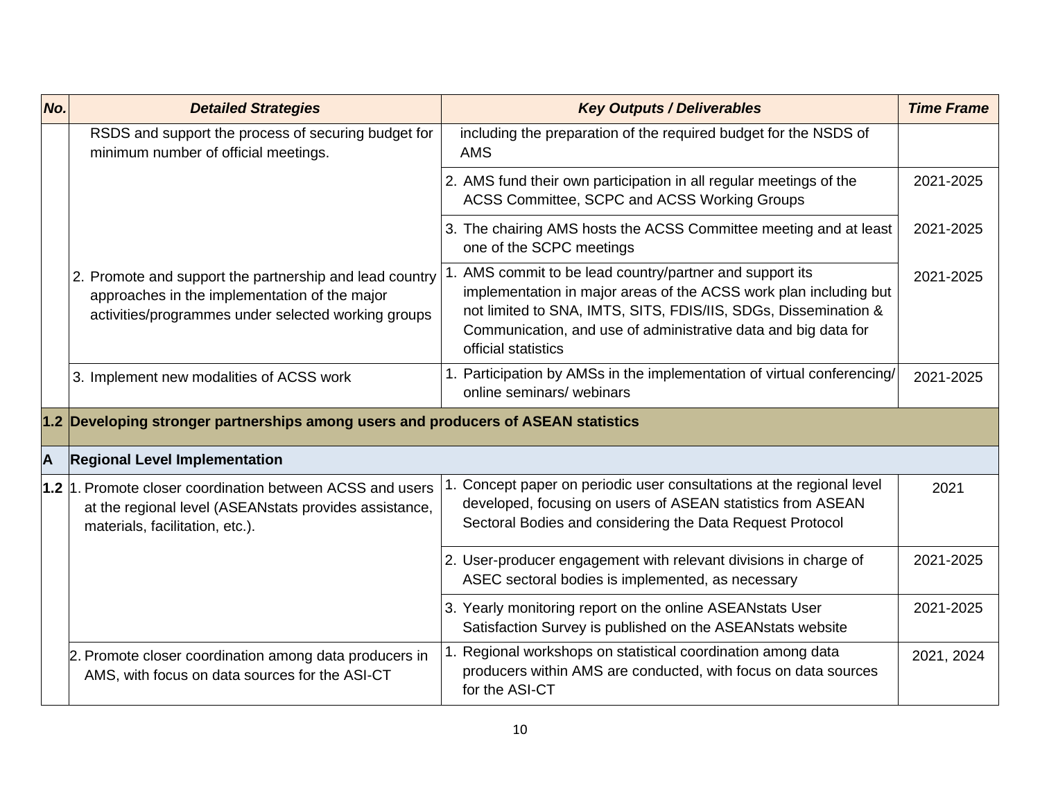| No. | Detailed Strategies | Key Outputs / Deliverables | Time Frame |
|---|---|---|---|
| | RSDS and support the process of securing budget for minimum number of official meetings. | including the preparation of the required budget for the NSDS of AMS | |
| | | 2. AMS fund their own participation in all regular meetings of the ACSS Committee, SCPC and ACSS Working Groups | 2021-2025 |
| | | 3. The chairing AMS hosts the ACSS Committee meeting and at least one of the SCPC meetings | 2021-2025 |
| | 2. Promote and support the partnership and lead country approaches in the implementation of the major activities/programmes under selected working groups | 1. AMS commit to be lead country/partner and support its implementation in major areas of the ACSS work plan including but not limited to SNA, IMTS, SITS, FDIS/IIS, SDGs, Dissemination & Communication, and use of administrative data and big data for official statistics | 2021-2025 |
| | 3. Implement new modalities of ACSS work | 1. Participation by AMSs in the implementation of virtual conferencing/ online seminars/ webinars | 2021-2025 |
| **1.2** | **Developing stronger partnerships among users and producers of ASEAN statistics** | | |
| **A** | **Regional Level Implementation** | | |
| **1.2** | 1. Promote closer coordination between ACSS and users at the regional level (ASEANstats provides assistance, materials, facilitation, etc.). | 1. Concept paper on periodic user consultations at the regional level developed, focusing on users of ASEAN statistics from ASEAN Sectoral Bodies and considering the Data Request Protocol | 2021 |
| | | 2. User-producer engagement with relevant divisions in charge of ASEC sectoral bodies is implemented, as necessary | 2021-2025 |
| | | 3. Yearly monitoring report on the online ASEANstats User Satisfaction Survey is published on the ASEANstats website | 2021-2025 |
| | 2. Promote closer coordination among data producers in AMS, with focus on data sources for the ASI-CT | 1. Regional workshops on statistical coordination among data producers within AMS are conducted, with focus on data sources for the ASI-CT | 2021, 2024 |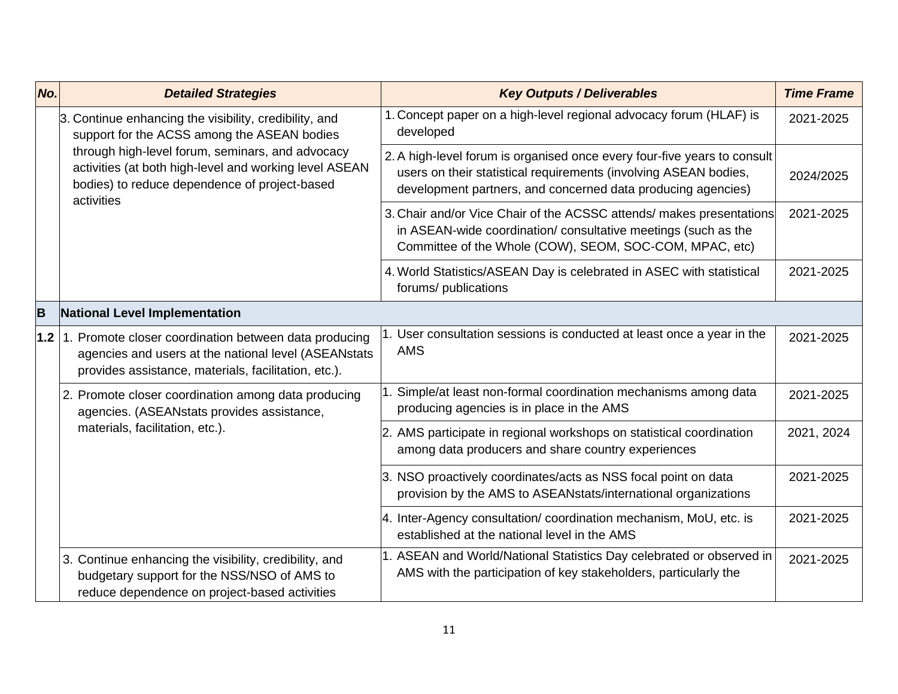| No. | Detailed Strategies | Key Outputs / Deliverables | Time Frame |
|---|---|---|---|
| | 3. Continue enhancing the visibility, credibility, and support for the ACSS among the ASEAN bodies through high-level forum, seminars, and advocacy activities (at both high-level and working level ASEAN bodies) to reduce dependence of project-based activities | 1. Concept paper on a high-level regional advocacy forum (HLAF) is developed | 2021-2025 |
| | | 2. A high-level forum is organised once every four-five years to consult users on their statistical requirements (involving ASEAN bodies, development partners, and concerned data producing agencies) | 2024/2025 |
| | | 3. Chair and/or Vice Chair of the ACSSC attends/ makes presentations in ASEAN-wide coordination/ consultative meetings (such as the Committee of the Whole (COW), SEOM, SOC-COM, MPAC, etc) | 2021-2025 |
| | | 4. World Statistics/ASEAN Day is celebrated in ASEC with statistical forums/ publications | 2021-2025 |
| **B** | **National Level Implementation** | | |
| **1.2** | 1. Promote closer coordination between data producing agencies and users at the national level (ASEANstats provides assistance, materials, facilitation, etc.). | 1. User consultation sessions is conducted at least once a year in the AMS | 2021-2025 |
| | 2. Promote closer coordination among data producing agencies. (ASEANstats provides assistance, materials, facilitation, etc.). | 1. Simple/at least non-formal coordination mechanisms among data producing agencies is in place in the AMS | 2021-2025 |
| | | 2. AMS participate in regional workshops on statistical coordination among data producers and share country experiences | 2021, 2024 |
| | | 3. NSO proactively coordinates/acts as NSS focal point on data provision by the AMS to ASEANstats/international organizations | 2021-2025 |
| | | 4. Inter-Agency consultation/ coordination mechanism, MoU, etc. is established at the national level in the AMS | 2021-2025 |
| | 3. Continue enhancing the visibility, credibility, and budgetary support for the NSS/NSO of AMS to reduce dependence on project-based activities | 1. ASEAN and World/National Statistics Day celebrated or observed in AMS with the participation of key stakeholders, particularly the | 2021-2025 |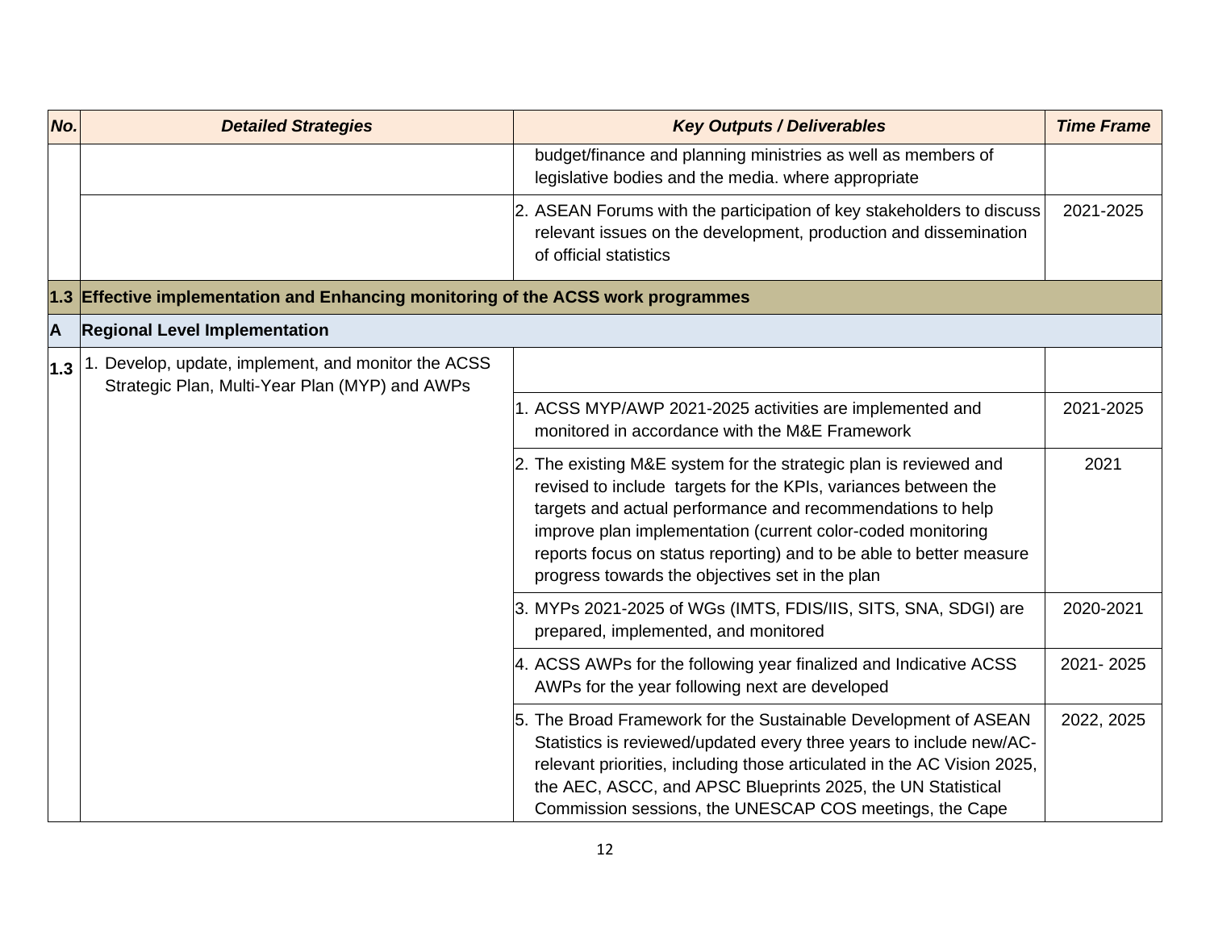| No. | Detailed Strategies | Key Outputs / Deliverables | Time Frame |
| --- | --- | --- | --- |
| | | budget/finance and planning ministries as well as members of legislative bodies and the media. where appropriate | |
| | | 2. ASEAN Forums with the participation of key stakeholders to discuss relevant issues on the development, production and dissemination of official statistics | 2021-2025 |
| **1.3** | **Effective implementation and Enhancing monitoring of the ACSS work programmes** | | |
| **A** | **Regional Level Implementation** | | |
| **1.3** | 1. Develop, update, implement, and monitor the ACSS Strategic Plan, Multi-Year Plan (MYP) and AWPs | | |
| | | 1. ACSS MYP/AWP 2021-2025 activities are implemented and monitored in accordance with the M&E Framework | 2021-2025 |
| | | 2. The existing M&E system for the strategic plan is reviewed and revised to include targets for the KPIs, variances between the targets and actual performance and recommendations to help improve plan implementation (current color-coded monitoring reports focus on status reporting) and to be able to better measure progress towards the objectives set in the plan | 2021 |
| | | 3. MYPs 2021-2025 of WGs (IMTS, FDIS/IIS, SITS, SNA, SDGI) are prepared, implemented, and monitored | 2020-2021 |
| | | 4. ACSS AWPs for the following year finalized and Indicative ACSS AWPs for the year following next are developed | 2021- 2025 |
| | | 5. The Broad Framework for the Sustainable Development of ASEAN Statistics is reviewed/updated every three years to include new/AC-relevant priorities, including those articulated in the AC Vision 2025, the AEC, ASCC, and APSC Blueprints 2025, the UN Statistical Commission sessions, the UNESCAP COS meetings, the Cape | 2022, 2025 |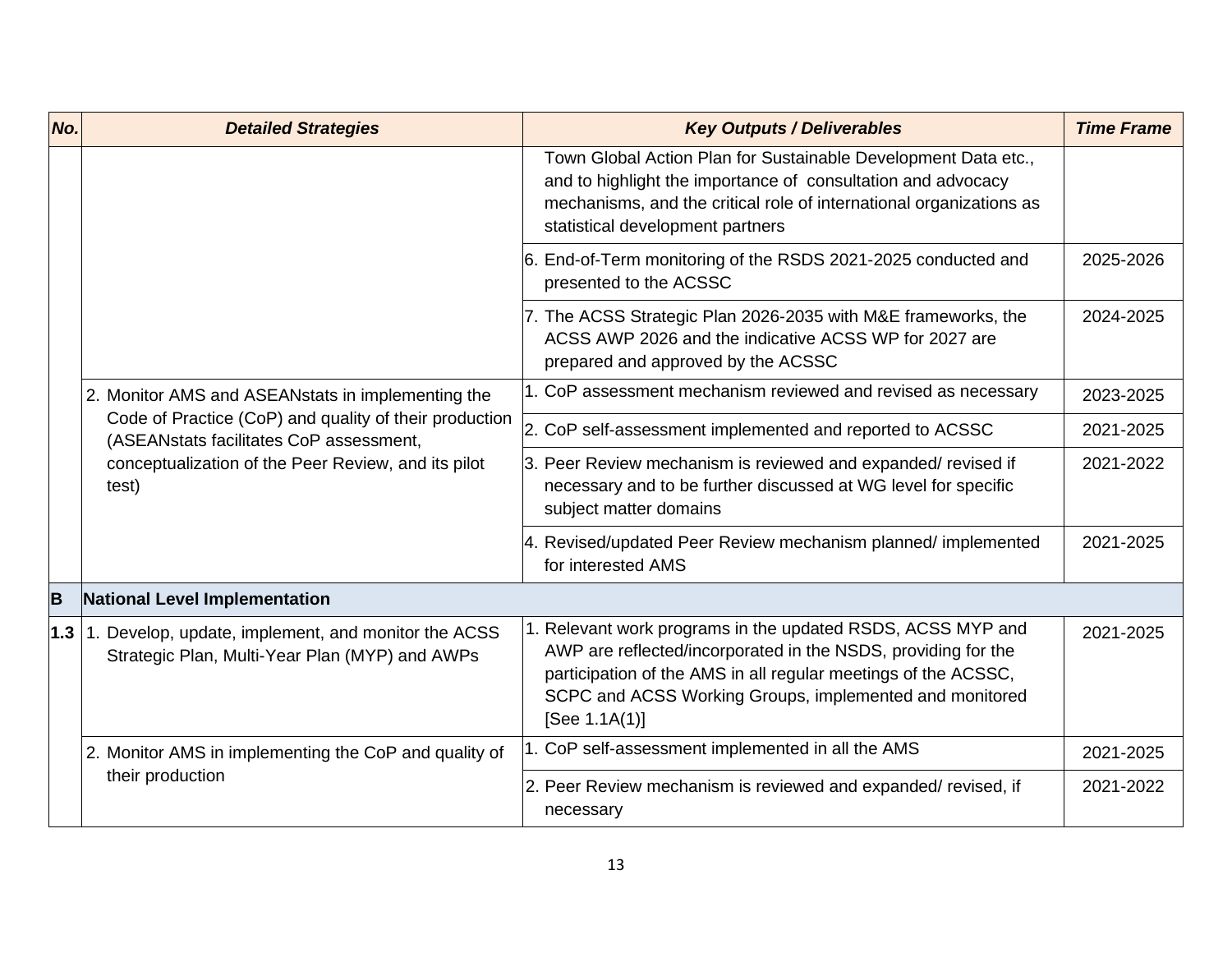| No. | Detailed Strategies | Key Outputs / Deliverables | Time Frame |
|---|---|---|---|
| | | Town Global Action Plan for Sustainable Development Data etc., and to highlight the importance of consultation and advocacy mechanisms, and the critical role of international organizations as statistical development partners | |
| | | 6. End-of-Term monitoring of the RSDS 2021-2025 conducted and presented to the ACSSC | 2025-2026 |
| | | 7. The ACSS Strategic Plan 2026-2035 with M&E frameworks, the ACSS AWP 2026 and the indicative ACSS WP for 2027 are prepared and approved by the ACSSC | 2024-2025 |
| | 2. Monitor AMS and ASEANstats in implementing the Code of Practice (CoP) and quality of their production (ASEANstats facilitates CoP assessment, conceptualization of the Peer Review, and its pilot test) | 1. CoP assessment mechanism reviewed and revised as necessary | 2023-2025 |
| | | 2. CoP self-assessment implemented and reported to ACSSC | 2021-2025 |
| | | 3. Peer Review mechanism is reviewed and expanded/ revised if necessary and to be further discussed at WG level for specific subject matter domains | 2021-2022 |
| | | 4. Revised/updated Peer Review mechanism planned/ implemented for interested AMS | 2021-2025 |
| **B** | **National Level Implementation** | | |
| **1.3** | 1. Develop, update, implement, and monitor the ACSS Strategic Plan, Multi-Year Plan (MYP) and AWPs | 1. Relevant work programs in the updated RSDS, ACSS MYP and AWP are reflected/incorporated in the NSDS, providing for the participation of the AMS in all regular meetings of the ACSSC, SCPC and ACSS Working Groups, implemented and monitored [See 1.1A(1)] | 2021-2025 |
| | 2. Monitor AMS in implementing the CoP and quality of their production | 1. CoP self-assessment implemented in all the AMS | 2021-2025 |
| | | 2. Peer Review mechanism is reviewed and expanded/ revised, if necessary | 2021-2022 |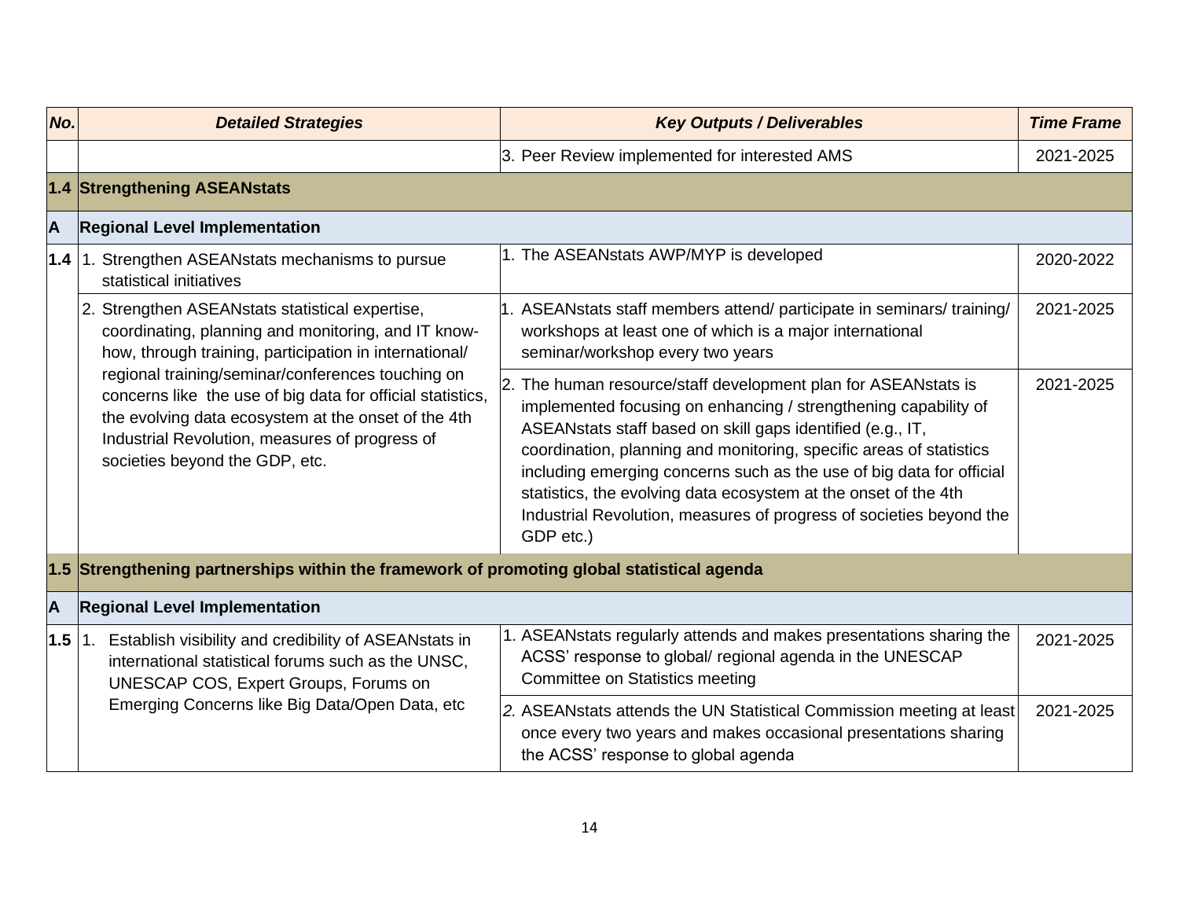| No. | Detailed Strategies | Key Outputs / Deliverables | Time Frame |
|---|---|---|---|
| | | 3. Peer Review implemented for interested AMS | 2021-2025 |
| **1.4** | **Strengthening ASEANstats** | | |
| **A** | **Regional Level Implementation** | | |
| **1.4** | 1. Strengthen ASEANstats mechanisms to pursue statistical initiatives | 1. The ASEANstats AWP/MYP is developed | 2020-2022 |
| | 2. Strengthen ASEANstats statistical expertise, coordinating, planning and monitoring, and IT know-how, through training, participation in international/ regional training/seminar/conferences touching on concerns like the use of big data for official statistics, the evolving data ecosystem at the onset of the 4th Industrial Revolution, measures of progress of societies beyond the GDP, etc. | 1. ASEANstats staff members attend/ participate in seminars/ training/ workshops at least one of which is a major international seminar/workshop every two years | 2021-2025 |
| | | 2. The human resource/staff development plan for ASEANstats is implemented focusing on enhancing / strengthening capability of ASEANstats staff based on skill gaps identified (e.g., IT, coordination, planning and monitoring, specific areas of statistics including emerging concerns such as the use of big data for official statistics, the evolving data ecosystem at the onset of the 4th Industrial Revolution, measures of progress of societies beyond the GDP etc.) | 2021-2025 |
| **1.5** | **Strengthening partnerships within the framework of promoting global statistical agenda** | | |
| **A** | **Regional Level Implementation** | | |
| **1.5** | 1. Establish visibility and credibility of ASEANstats in international statistical forums such as the UNSC, UNESCAP COS, Expert Groups, Forums on Emerging Concerns like Big Data/Open Data, etc | 1. ASEANstats regularly attends and makes presentations sharing the ACSS' response to global/ regional agenda in the UNESCAP Committee on Statistics meeting | 2021-2025 |
| | | *2.* ASEANstats attends the UN Statistical Commission meeting at least once every two years and makes occasional presentations sharing the ACSS' response to global agenda | 2021-2025 |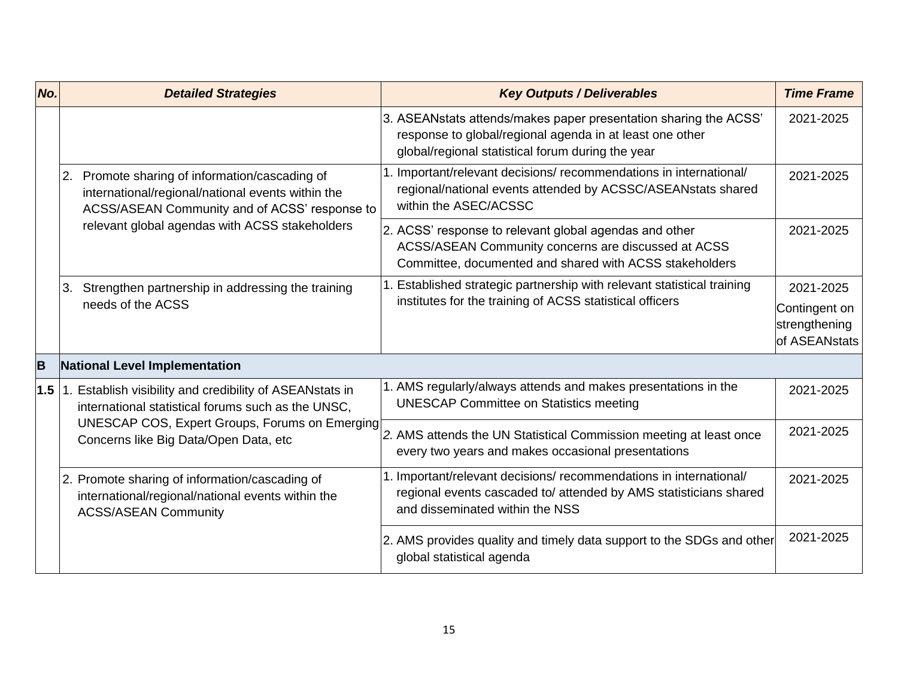| No. | Detailed Strategies | Key Outputs / Deliverables | Time Frame |
| --- | --- | --- | --- |
| | | 3. ASEANstats attends/makes paper presentation sharing the ACSS' response to global/regional agenda in at least one other global/regional statistical forum during the year | 2021-2025 |
| | 2. Promote sharing of information/cascading of international/regional/national events within the ACSS/ASEAN Community and of ACSS' response to relevant global agendas with ACSS stakeholders | 1. Important/relevant decisions/ recommendations in international/ regional/national events attended by ACSSC/ASEANstats shared within the ASEC/ACSSC | 2021-2025 |
| | | 2. ACSS' response to relevant global agendas and other ACSS/ASEAN Community concerns are discussed at ACSS Committee, documented and shared with ACSS stakeholders | 2021-2025 |
| | 3. Strengthen partnership in addressing the training needs of the ACSS | 1. Established strategic partnership with relevant statistical training institutes for the training of ACSS statistical officers | 2021-2025 Contingent on strengthening of ASEANstats |
| **B** | **National Level Implementation** | | |
| **1.5** | 1. Establish visibility and credibility of ASEANstats in international statistical forums such as the UNSC, UNESCAP COS, Expert Groups, Forums on Emerging Concerns like Big Data/Open Data, etc | 1. AMS regularly/always attends and makes presentations in the UNESCAP Committee on Statistics meeting | 2021-2025 |
| | | *2.* AMS attends the UN Statistical Commission meeting at least once every two years and makes occasional presentations | 2021-2025 |
| | 2. Promote sharing of information/cascading of international/regional/national events within the ACSS/ASEAN Community | 1. Important/relevant decisions/ recommendations in international/ regional events cascaded to/ attended by AMS statisticians shared and disseminated within the NSS | 2021-2025 |
| | | 2. AMS provides quality and timely data support to the SDGs and other global statistical agenda | 2021-2025 |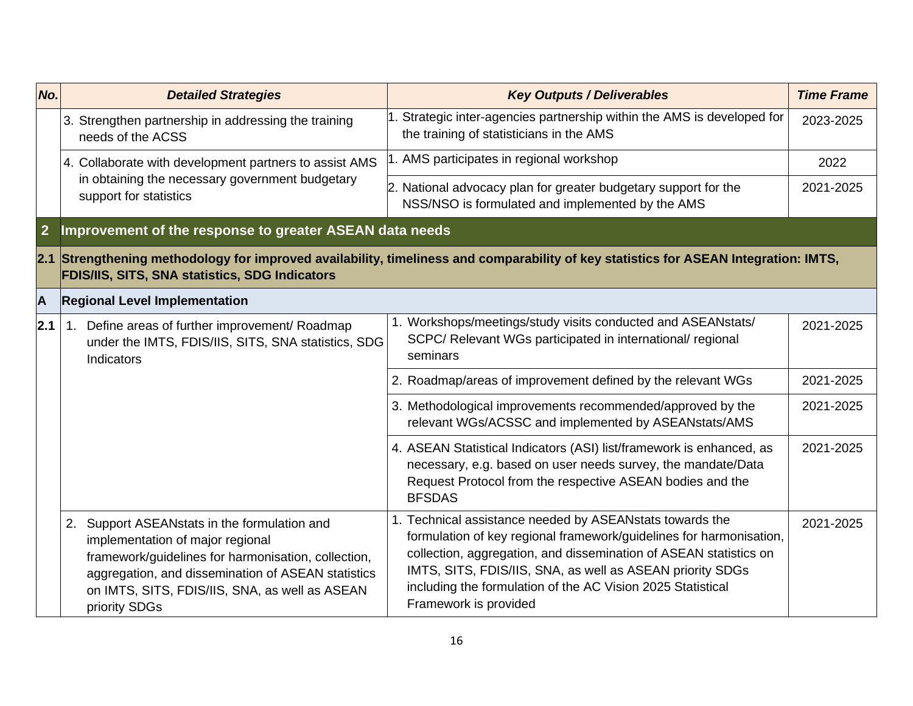| No. | Detailed Strategies | Key Outputs / Deliverables | Time Frame |
|---|---|---|---|
| | 3. Strengthen partnership in addressing the training needs of the ACSS | 1. Strategic inter-agencies partnership within the AMS is developed for the training of statisticians in the AMS | 2023-2025 |
| | 4. Collaborate with development partners to assist AMS in obtaining the necessary government budgetary support for statistics | 1. AMS participates in regional workshop | 2022 |
| | | 2. National advocacy plan for greater budgetary support for the NSS/NSO is formulated and implemented by the AMS | 2021-2025 |
| **2** | **Improvement of the response to greater ASEAN data needs** | | |
| **2.1** | **Strengthening methodology for improved availability, timeliness and comparability of key statistics for ASEAN Integration: IMTS, FDIS/IIS, SITS, SNA statistics, SDG Indicators** | | |
| **A** | **Regional Level Implementation** | | |
| **2.1** | 1. Define areas of further improvement/ Roadmap under the IMTS, FDIS/IIS, SITS, SNA statistics, SDG Indicators | 1. Workshops/meetings/study visits conducted and ASEANstats/ SCPC/ Relevant WGs participated in international/ regional seminars | 2021-2025 |
| | | 2. Roadmap/areas of improvement defined by the relevant WGs | 2021-2025 |
| | | 3. Methodological improvements recommended/approved by the relevant WGs/ACSSC and implemented by ASEANstats/AMS | 2021-2025 |
| | | 4. ASEAN Statistical Indicators (ASI) list/framework is enhanced, as necessary, e.g. based on user needs survey, the mandate/Data Request Protocol from the respective ASEAN bodies and the BFSDAS | 2021-2025 |
| | 2. Support ASEANstats in the formulation and implementation of major regional framework/guidelines for harmonisation, collection, aggregation, and dissemination of ASEAN statistics on IMTS, SITS, FDIS/IIS, SNA, as well as ASEAN priority SDGs | 1. Technical assistance needed by ASEANstats towards the formulation of key regional framework/guidelines for harmonisation, collection, aggregation, and dissemination of ASEAN statistics on IMTS, SITS, FDIS/IIS, SNA, as well as ASEAN priority SDGs including the formulation of the AC Vision 2025 Statistical Framework is provided | 2021-2025 |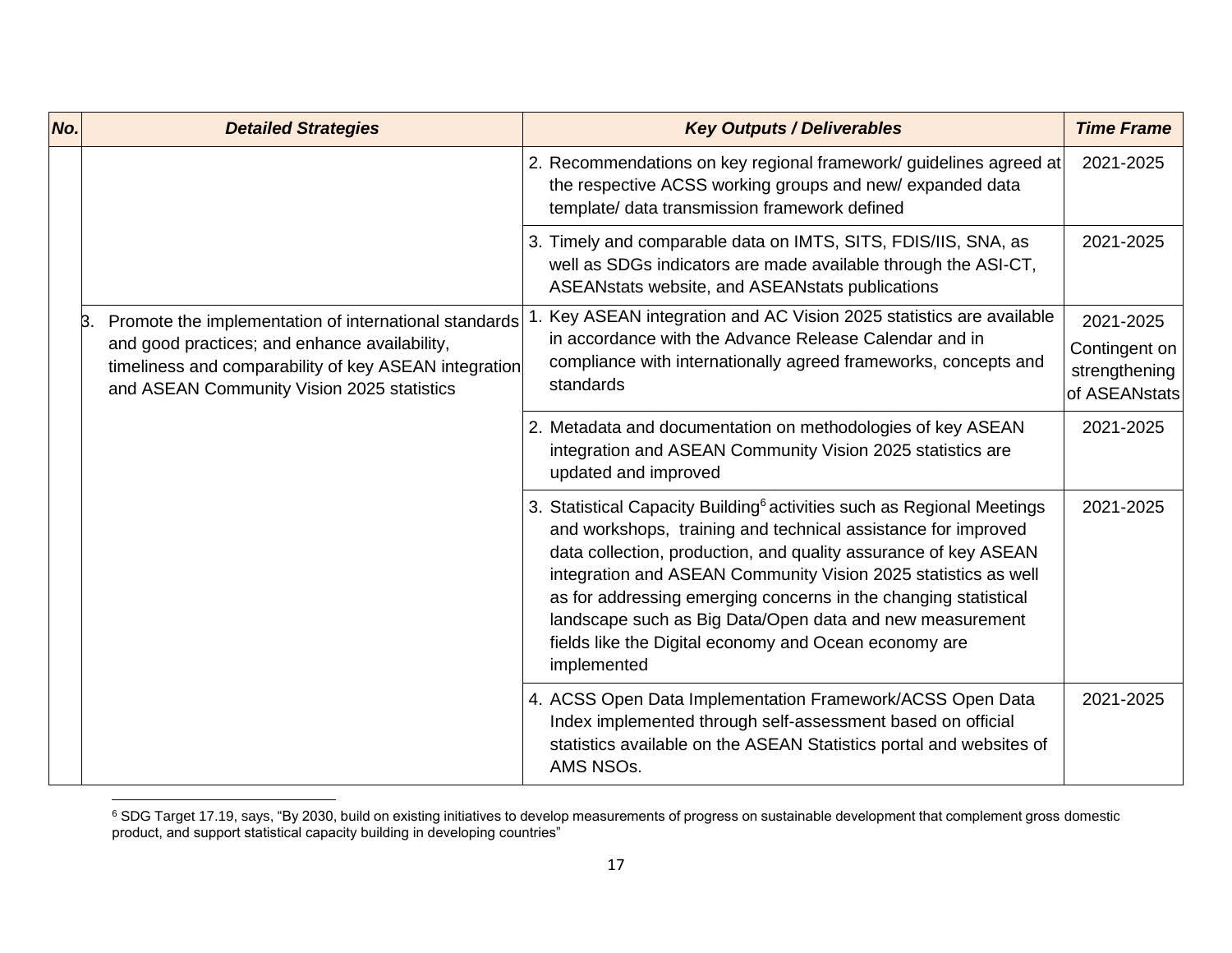| No. | Detailed Strategies | Key Outputs / Deliverables | Time Frame |
| --- | --- | --- | --- |
| | | 2. Recommendations on key regional framework/ guidelines agreed at the respective ACSS working groups and new/ expanded data template/ data transmission framework defined | 2021-2025 |
| | | 3. Timely and comparable data on IMTS, SITS, FDIS/IIS, SNA, as well as SDGs indicators are made available through the ASI-CT, ASEANstats website, and ASEANstats publications | 2021-2025 |
| | 3. Promote the implementation of international standards and good practices; and enhance availability, timeliness and comparability of key ASEAN integration and ASEAN Community Vision 2025 statistics | 1. Key ASEAN integration and AC Vision 2025 statistics are available in accordance with the Advance Release Calendar and in compliance with internationally agreed frameworks, concepts and standards | 2021-2025 Contingent on strengthening of ASEANstats |
| | | 2. Metadata and documentation on methodologies of key ASEAN integration and ASEAN Community Vision 2025 statistics are updated and improved | 2021-2025 |
| | | 3. Statistical Capacity Building[6] activities such as Regional Meetings and workshops, training and technical assistance for improved data collection, production, and quality assurance of key ASEAN integration and ASEAN Community Vision 2025 statistics as well as for addressing emerging concerns in the changing statistical landscape such as Big Data/Open data and new measurement fields like the Digital economy and Ocean economy are implemented | 2021-2025 |
| | | 4. ACSS Open Data Implementation Framework/ACSS Open Data Index implemented through self-assessment based on official statistics available on the ASEAN Statistics portal and websites of AMS NSOs. | 2021-2025 |

[6] SDG Target 17.19, says, "By 2030, build on existing initiatives to develop measurements of progress on sustainable development that complement gross domestic product, and support statistical capacity building in developing countries"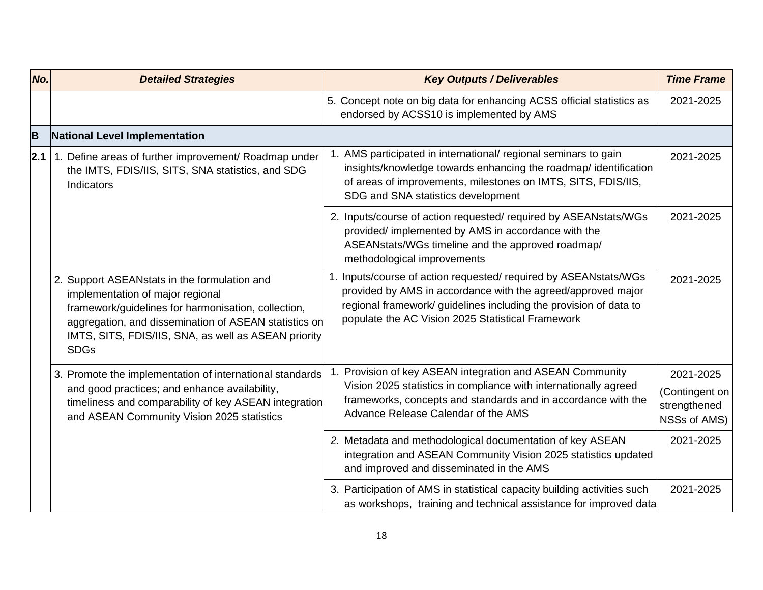| No. | Detailed Strategies | Key Outputs / Deliverables | Time Frame |
|---|---|---|---|
| | | 5. Concept note on big data for enhancing ACSS official statistics as endorsed by ACSS10 is implemented by AMS | 2021-2025 |
| **B** | **National Level Implementation** | | |
| **2.1** | 1. Define areas of further improvement/ Roadmap under the IMTS, FDIS/IIS, SITS, SNA statistics, and SDG Indicators | 1. AMS participated in international/ regional seminars to gain insights/knowledge towards enhancing the roadmap/ identification of areas of improvements, milestones on IMTS, SITS, FDIS/IIS, SDG and SNA statistics development | 2021-2025 |
| | | 2. Inputs/course of action requested/ required by ASEANstats/WGs provided/ implemented by AMS in accordance with the ASEANstats/WGs timeline and the approved roadmap/ methodological improvements | 2021-2025 |
| | 2. Support ASEANstats in the formulation and implementation of major regional framework/guidelines for harmonisation, collection, aggregation, and dissemination of ASEAN statistics on IMTS, SITS, FDIS/IIS, SNA, as well as ASEAN priority SDGs | 1. Inputs/course of action requested/ required by ASEANstats/WGs provided by AMS in accordance with the agreed/approved major regional framework/ guidelines including the provision of data to populate the AC Vision 2025 Statistical Framework | 2021-2025 |
| | 3. Promote the implementation of international standards and good practices; and enhance availability, timeliness and comparability of key ASEAN integration and ASEAN Community Vision 2025 statistics | 1. Provision of key ASEAN integration and ASEAN Community Vision 2025 statistics in compliance with internationally agreed frameworks, concepts and standards and in accordance with the Advance Release Calendar of the AMS | 2021-2025 (Contingent on strengthened NSSs of AMS) |
| | | *2.* Metadata and methodological documentation of key ASEAN integration and ASEAN Community Vision 2025 statistics updated and improved and disseminated in the AMS | 2021-2025 |
| | | 3. Participation of AMS in statistical capacity building activities such as workshops, training and technical assistance for improved data | 2021-2025 |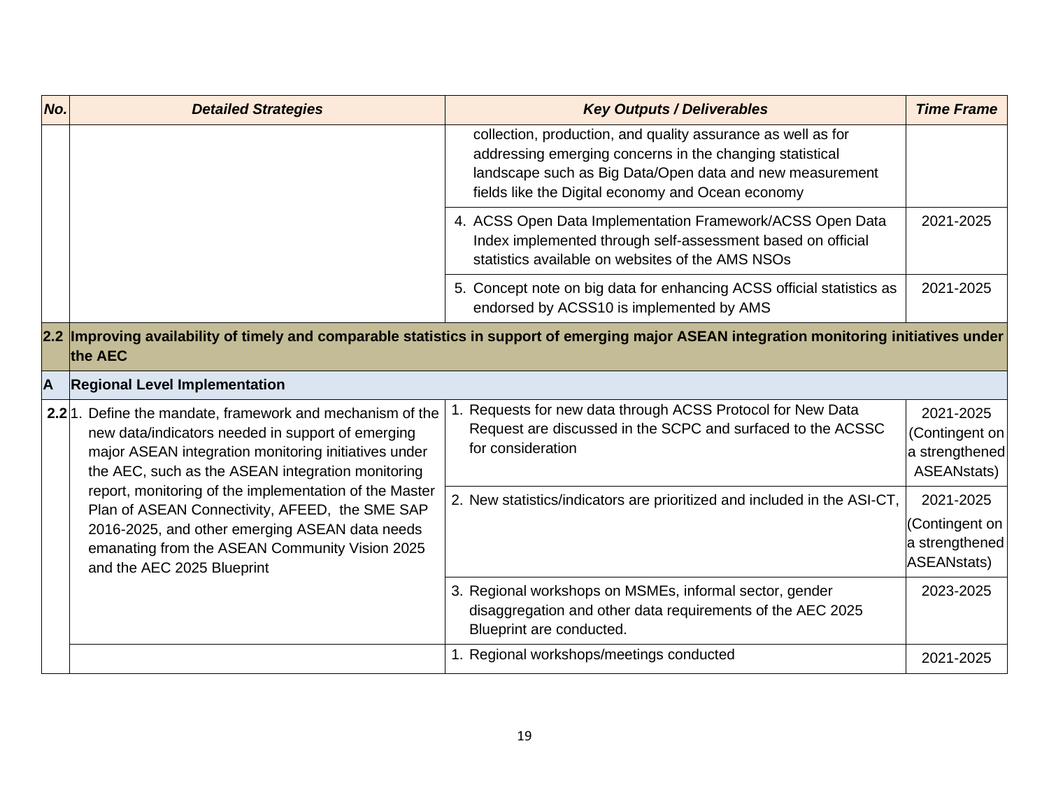| No. | Detailed Strategies | Key Outputs / Deliverables | Time Frame |
|---|---|---|---|
| | | collection, production, and quality assurance as well as for addressing emerging concerns in the changing statistical landscape such as Big Data/Open data and new measurement fields like the Digital economy and Ocean economy | |
| | | 4. ACSS Open Data Implementation Framework/ACSS Open Data Index implemented through self-assessment based on official statistics available on websites of the AMS NSOs | 2021-2025 |
| | | 5. Concept note on big data for enhancing ACSS official statistics as endorsed by ACSS10 is implemented by AMS | 2021-2025 |
| **2.2** | **Improving availability of timely and comparable statistics in support of emerging major ASEAN integration monitoring initiatives under the AEC** | | |
| **A** | **Regional Level Implementation** | | |
| **2.2** | 1. Define the mandate, framework and mechanism of the new data/indicators needed in support of emerging major ASEAN integration monitoring initiatives under the AEC, such as the ASEAN integration monitoring report, monitoring of the implementation of the Master Plan of ASEAN Connectivity, AFEED, the SME SAP 2016-2025, and other emerging ASEAN data needs emanating from the ASEAN Community Vision 2025 and the AEC 2025 Blueprint | 1. Requests for new data through ACSS Protocol for New Data Request are discussed in the SCPC and surfaced to the ACSSC for consideration | 2021-2025 (Contingent on a strengthened ASEANstats) |
| | | 2. New statistics/indicators are prioritized and included in the ASI-CT, | 2021-2025 (Contingent on a strengthened ASEANstats) |
| | | 3. Regional workshops on MSMEs, informal sector, gender disaggregation and other data requirements of the AEC 2025 Blueprint are conducted. | 2023-2025 |
| | | 1. Regional workshops/meetings conducted | 2021-2025 |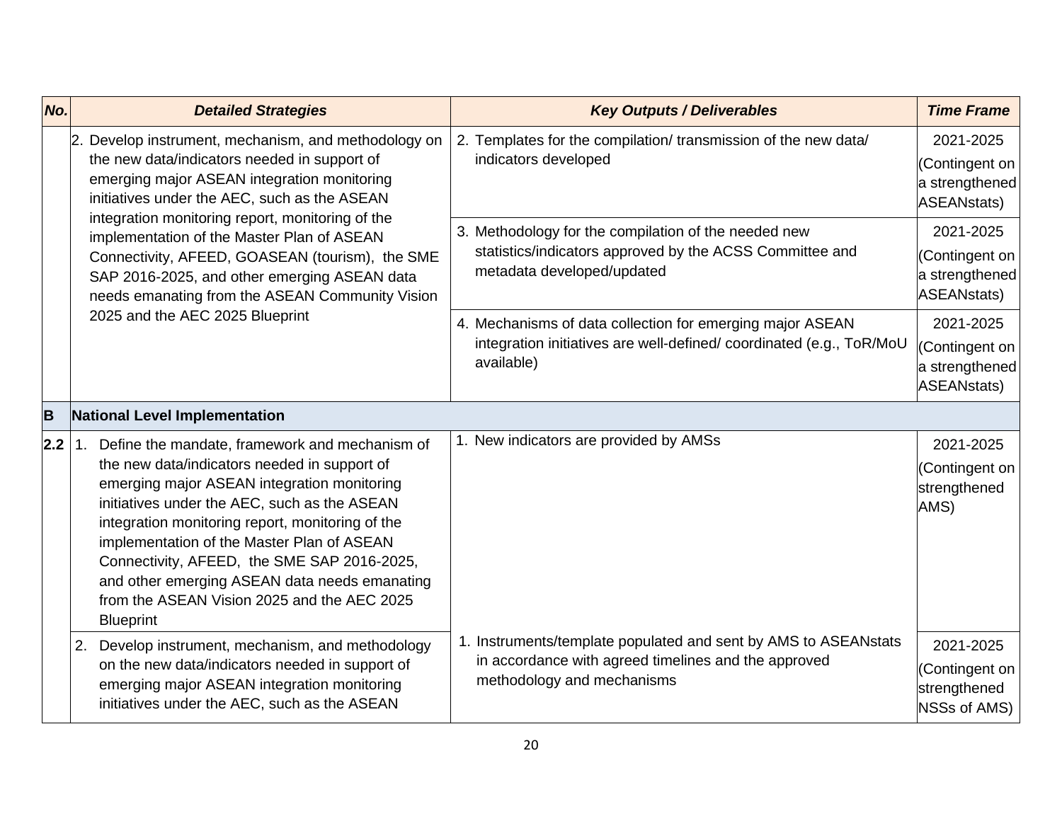| No. | Detailed Strategies | Key Outputs / Deliverables | Time Frame |
|---|---|---|---|
| | 2. Develop instrument, mechanism, and methodology on the new data/indicators needed in support of emerging major ASEAN integration monitoring initiatives under the AEC, such as the ASEAN integration monitoring report, monitoring of the implementation of the Master Plan of ASEAN Connectivity, AFEED, GOASEAN (tourism), the SME SAP 2016-2025, and other emerging ASEAN data needs emanating from the ASEAN Community Vision 2025 and the AEC 2025 Blueprint | 2. Templates for the compilation/ transmission of the new data/ indicators developed | 2021-2025 (Contingent on a strengthened ASEANstats) |
| | | 3. Methodology for the compilation of the needed new statistics/indicators approved by the ACSS Committee and metadata developed/updated | 2021-2025 (Contingent on a strengthened ASEANstats) |
| | | 4. Mechanisms of data collection for emerging major ASEAN integration initiatives are well-defined/ coordinated (e.g., ToR/MoU available) | 2021-2025 (Contingent on a strengthened ASEANstats) |
| **B** | **National Level Implementation** | | |
| **2.2** | 1. Define the mandate, framework and mechanism of the new data/indicators needed in support of emerging major ASEAN integration monitoring initiatives under the AEC, such as the ASEAN integration monitoring report, monitoring of the implementation of the Master Plan of ASEAN Connectivity, AFEED, the SME SAP 2016-2025, and other emerging ASEAN data needs emanating from the ASEAN Vision 2025 and the AEC 2025 Blueprint | 1. New indicators are provided by AMSs | 2021-2025 (Contingent on strengthened AMS) |
| | 2. Develop instrument, mechanism, and methodology on the new data/indicators needed in support of emerging major ASEAN integration monitoring initiatives under the AEC, such as the ASEAN | 1. Instruments/template populated and sent by AMS to ASEANstats in accordance with agreed timelines and the approved methodology and mechanisms | 2021-2025 (Contingent on strengthened NSSs of AMS) |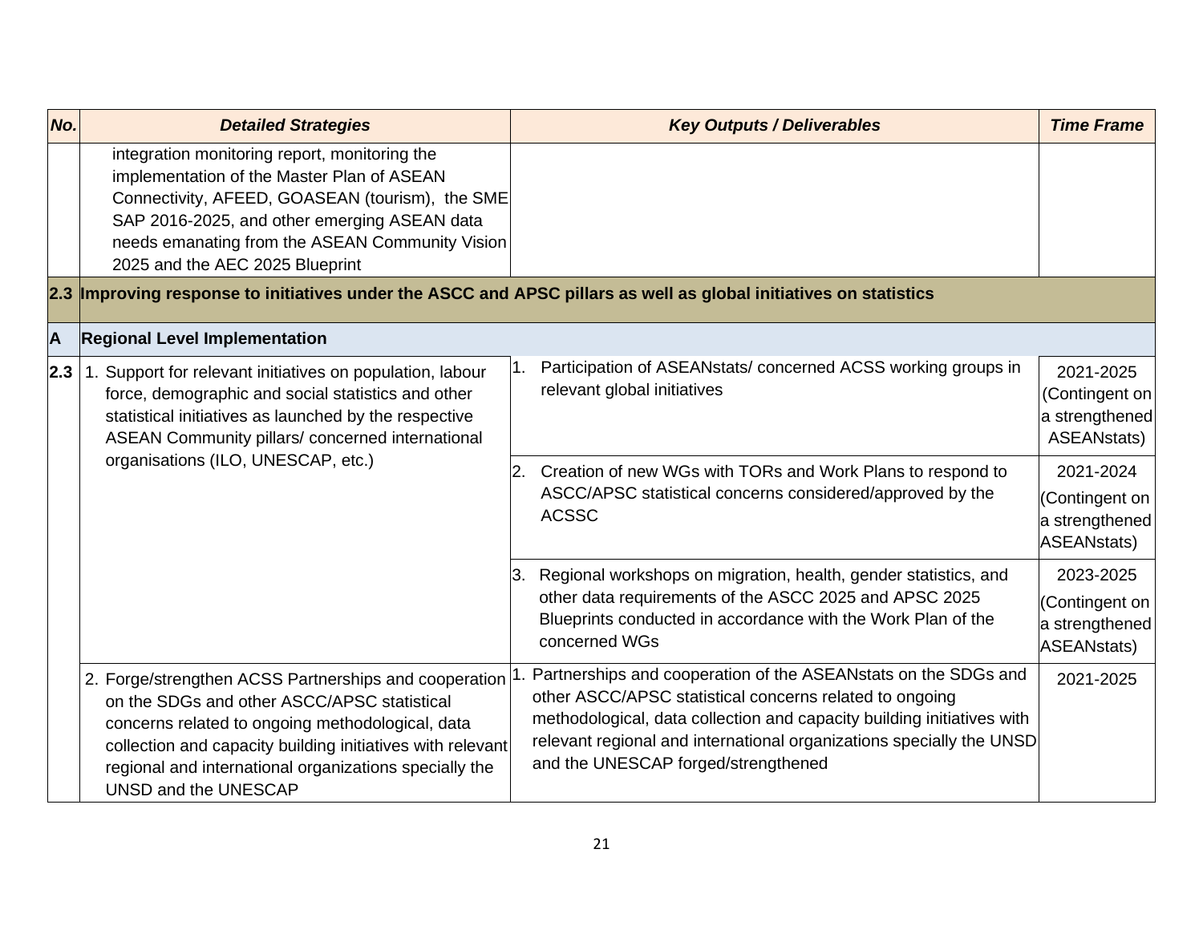| No. | Detailed Strategies | Key Outputs / Deliverables | Time Frame |
|---|---|---|---|
| | integration monitoring report, monitoring the implementation of the Master Plan of ASEAN Connectivity, AFEED, GOASEAN (tourism), the SME SAP 2016-2025, and other emerging ASEAN data needs emanating from the ASEAN Community Vision 2025 and the AEC 2025 Blueprint | | |
| **2.3** | **Improving response to initiatives under the ASCC and APSC pillars as well as global initiatives on statistics** | | |
| **A** | **Regional Level Implementation** | | |
| **2.3** | 1. Support for relevant initiatives on population, labour force, demographic and social statistics and other statistical initiatives as launched by the respective ASEAN Community pillars/ concerned international organisations (ILO, UNESCAP, etc.) | 1. Participation of ASEANstats/ concerned ACSS working groups in relevant global initiatives | 2021-2025 (Contingent on a strengthened ASEANstats) |
| | | 2. Creation of new WGs with TORs and Work Plans to respond to ASCC/APSC statistical concerns considered/approved by the ACSSC | 2021-2024 (Contingent on a strengthened ASEANstats) |
| | | 3. Regional workshops on migration, health, gender statistics, and other data requirements of the ASCC 2025 and APSC 2025 Blueprints conducted in accordance with the Work Plan of the concerned WGs | 2023-2025 (Contingent on a strengthened ASEANstats) |
| | 2. Forge/strengthen ACSS Partnerships and cooperation on the SDGs and other ASCC/APSC statistical concerns related to ongoing methodological, data collection and capacity building initiatives with relevant regional and international organizations specially the UNSD and the UNESCAP | 1. Partnerships and cooperation of the ASEANstats on the SDGs and other ASCC/APSC statistical concerns related to ongoing methodological, data collection and capacity building initiatives with relevant regional and international organizations specially the UNSD and the UNESCAP forged/strengthened | 2021-2025 |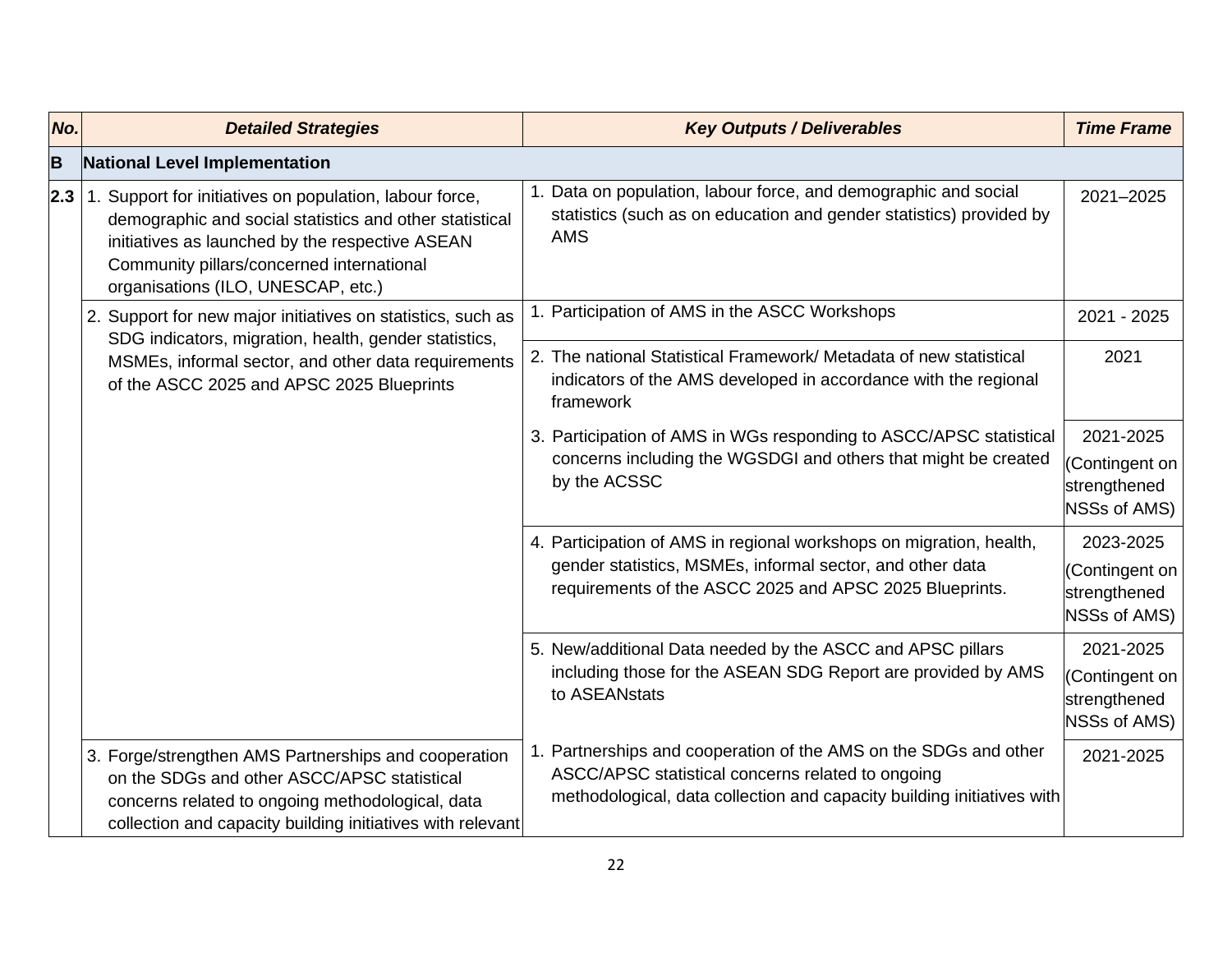| No. | Detailed Strategies | Key Outputs / Deliverables | Time Frame |
|---|---|---|---|
| **B** | **National Level Implementation** | | |
| **2.3** | 1. Support for initiatives on population, labour force, demographic and social statistics and other statistical initiatives as launched by the respective ASEAN Community pillars/concerned international organisations (ILO, UNESCAP, etc.) | 1. Data on population, labour force, and demographic and social statistics (such as on education and gender statistics) provided by AMS | 2021–2025 |
| | 2. Support for new major initiatives on statistics, such as SDG indicators, migration, health, gender statistics, MSMEs, informal sector, and other data requirements of the ASCC 2025 and APSC 2025 Blueprints | 1. Participation of AMS in the ASCC Workshops | 2021 - 2025 |
| | | 2. The national Statistical Framework/ Metadata of new statistical indicators of the AMS developed in accordance with the regional framework | 2021 |
| | | 3. Participation of AMS in WGs responding to ASCC/APSC statistical concerns including the WGSDGI and others that might be created by the ACSSC | 2021-2025 (Contingent on strengthened NSSs of AMS) |
| | | 4. Participation of AMS in regional workshops on migration, health, gender statistics, MSMEs, informal sector, and other data requirements of the ASCC 2025 and APSC 2025 Blueprints. | 2023-2025 (Contingent on strengthened NSSs of AMS) |
| | | 5. New/additional Data needed by the ASCC and APSC pillars including those for the ASEAN SDG Report are provided by AMS to ASEANstats | 2021-2025 (Contingent on strengthened NSSs of AMS) |
| | 3. Forge/strengthen AMS Partnerships and cooperation on the SDGs and other ASCC/APSC statistical concerns related to ongoing methodological, data collection and capacity building initiatives with relevant | 1. Partnerships and cooperation of the AMS on the SDGs and other ASCC/APSC statistical concerns related to ongoing methodological, data collection and capacity building initiatives with | 2021-2025 |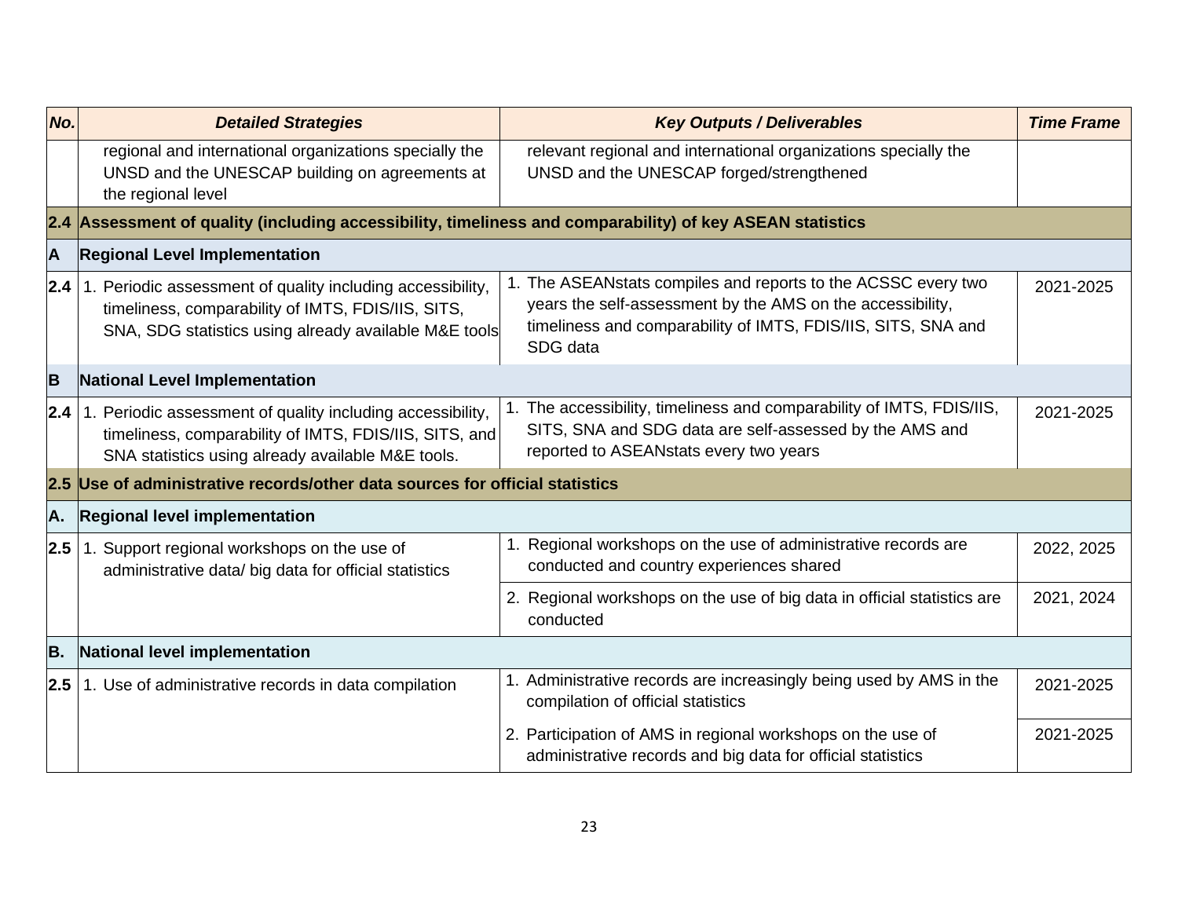| No. | Detailed Strategies | Key Outputs / Deliverables | Time Frame |
|---|---|---|---|
| | regional and international organizations specially the UNSD and the UNESCAP building on agreements at the regional level | relevant regional and international organizations specially the UNSD and the UNESCAP forged/strengthened | |
| **2.4** | **Assessment of quality (including accessibility, timeliness and comparability) of key ASEAN statistics** | | |
| **A** | **Regional Level Implementation** | | |
| **2.4** | 1. Periodic assessment of quality including accessibility, timeliness, comparability of IMTS, FDIS/IIS, SITS, SNA, SDG statistics using already available M&E tools | 1. The ASEANstats compiles and reports to the ACSSC every two years the self-assessment by the AMS on the accessibility, timeliness and comparability of IMTS, FDIS/IIS, SITS, SNA and SDG data | 2021-2025 |
| **B** | **National Level Implementation** | | |
| **2.4** | 1. Periodic assessment of quality including accessibility, timeliness, comparability of IMTS, FDIS/IIS, SITS, and SNA statistics using already available M&E tools. | 1. The accessibility, timeliness and comparability of IMTS, FDIS/IIS, SITS, SNA and SDG data are self-assessed by the AMS and reported to ASEANstats every two years | 2021-2025 |
| **2.5** | **Use of administrative records/other data sources for official statistics** | | |
| **A.** | **Regional level implementation** | | |
| **2.5** | 1. Support regional workshops on the use of administrative data/ big data for official statistics | 1. Regional workshops on the use of administrative records are conducted and country experiences shared | 2022, 2025 |
| | | 2. Regional workshops on the use of big data in official statistics are conducted | 2021, 2024 |
| **B.** | **National level implementation** | | |
| **2.5** | 1. Use of administrative records in data compilation | 1. Administrative records are increasingly being used by AMS in the compilation of official statistics | 2021-2025 |
| | | 2. Participation of AMS in regional workshops on the use of administrative records and big data for official statistics | 2021-2025 |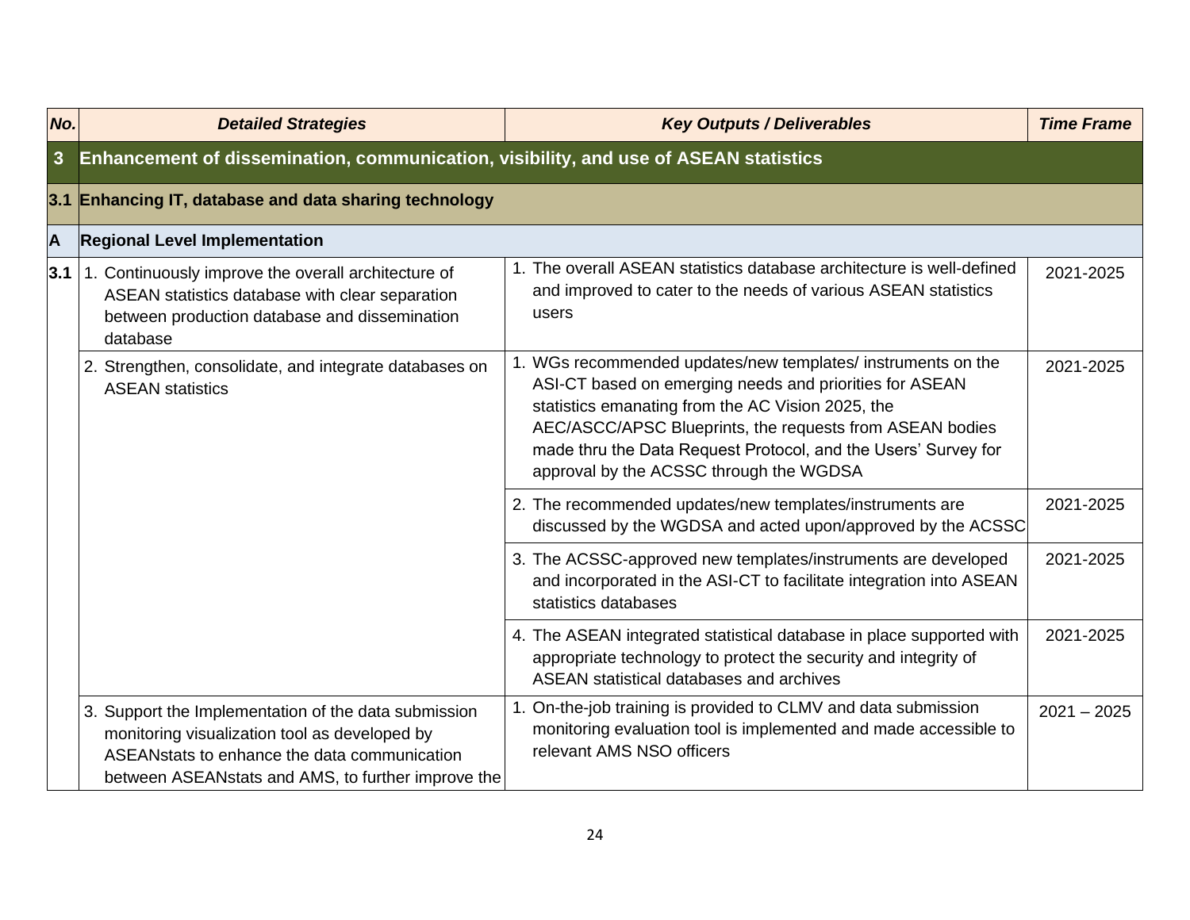| No. | Detailed Strategies | Key Outputs / Deliverables | Time Frame |
|---|---|---|---|
| **3** | **Enhancement of dissemination, communication, visibility, and use of ASEAN statistics** | | |
| **3.1** | **Enhancing IT, database and data sharing technology** | | |
| **A** | **Regional Level Implementation** | | |
| **3.1** | 1. Continuously improve the overall architecture of ASEAN statistics database with clear separation between production database and dissemination database | 1. The overall ASEAN statistics database architecture is well-defined and improved to cater to the needs of various ASEAN statistics users | 2021-2025 |
| | 2. Strengthen, consolidate, and integrate databases on ASEAN statistics | 1. WGs recommended updates/new templates/ instruments on the ASI-CT based on emerging needs and priorities for ASEAN statistics emanating from the AC Vision 2025, the AEC/ASCC/APSC Blueprints, the requests from ASEAN bodies made thru the Data Request Protocol, and the Users' Survey for approval by the ACSSC through the WGDSA | 2021-2025 |
| | | 2. The recommended updates/new templates/instruments are discussed by the WGDSA and acted upon/approved by the ACSSC | 2021-2025 |
| | | 3. The ACSSC-approved new templates/instruments are developed and incorporated in the ASI-CT to facilitate integration into ASEAN statistics databases | 2021-2025 |
| | | 4. The ASEAN integrated statistical database in place supported with appropriate technology to protect the security and integrity of ASEAN statistical databases and archives | 2021-2025 |
| | 3. Support the Implementation of the data submission monitoring visualization tool as developed by ASEANstats to enhance the data communication between ASEANstats and AMS, to further improve the | 1. On-the-job training is provided to CLMV and data submission monitoring evaluation tool is implemented and made accessible to relevant AMS NSO officers | 2021 – 2025 |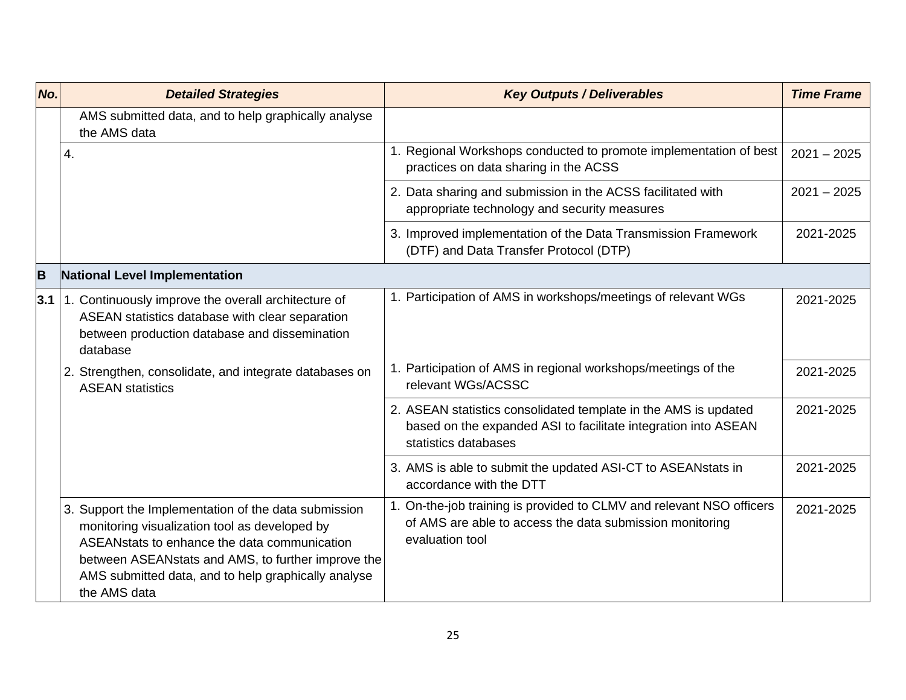| No. | Detailed Strategies | Key Outputs / Deliverables | Time Frame |
|---|---|---|---|
| | AMS submitted data, and to help graphically analyse the AMS data | | |
| | 4. | 1. Regional Workshops conducted to promote implementation of best practices on data sharing in the ACSS | 2021 – 2025 |
| | | 2. Data sharing and submission in the ACSS facilitated with appropriate technology and security measures | 2021 – 2025 |
| | | 3. Improved implementation of the Data Transmission Framework (DTF) and Data Transfer Protocol (DTP) | 2021-2025 |
| **B** | **National Level Implementation** | | |
| **3.1** | 1. Continuously improve the overall architecture of ASEAN statistics database with clear separation between production database and dissemination database | 1. Participation of AMS in workshops/meetings of relevant WGs | 2021-2025 |
| | 2. Strengthen, consolidate, and integrate databases on ASEAN statistics | 1. Participation of AMS in regional workshops/meetings of the relevant WGs/ACSSC | 2021-2025 |
| | | 2. ASEAN statistics consolidated template in the AMS is updated based on the expanded ASI to facilitate integration into ASEAN statistics databases | 2021-2025 |
| | | 3. AMS is able to submit the updated ASI-CT to ASEANstats in accordance with the DTT | 2021-2025 |
| | 3. Support the Implementation of the data submission monitoring visualization tool as developed by ASEANstats to enhance the data communication between ASEANstats and AMS, to further improve the AMS submitted data, and to help graphically analyse the AMS data | 1. On-the-job training is provided to CLMV and relevant NSO officers of AMS are able to access the data submission monitoring evaluation tool | 2021-2025 |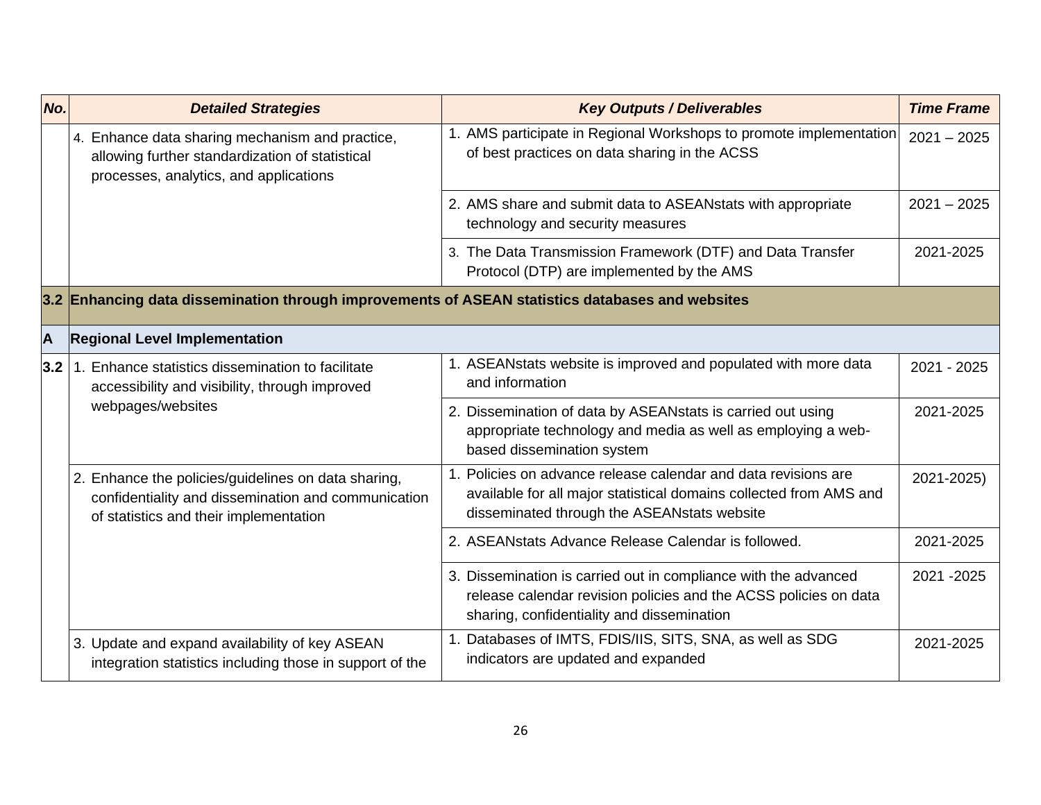| No. | Detailed Strategies | Key Outputs / Deliverables | Time Frame |
|---|---|---|---|
| | 4. Enhance data sharing mechanism and practice, allowing further standardization of statistical processes, analytics, and applications | 1. AMS participate in Regional Workshops to promote implementation of best practices on data sharing in the ACSS | 2021 – 2025 |
| | | 2. AMS share and submit data to ASEANstats with appropriate technology and security measures | 2021 – 2025 |
| | | 3. The Data Transmission Framework (DTF) and Data Transfer Protocol (DTP) are implemented by the AMS | 2021-2025 |
| **3.2** | **Enhancing data dissemination through improvements of ASEAN statistics databases and websites** | | |
| **A** | **Regional Level Implementation** | | |
| **3.2** | 1. Enhance statistics dissemination to facilitate accessibility and visibility, through improved webpages/websites | 1. ASEANstats website is improved and populated with more data and information | 2021 - 2025 |
| | | 2. Dissemination of data by ASEANstats is carried out using appropriate technology and media as well as employing a web-based dissemination system | 2021-2025 |
| | 2. Enhance the policies/guidelines on data sharing, confidentiality and dissemination and communication of statistics and their implementation | 1. Policies on advance release calendar and data revisions are available for all major statistical domains collected from AMS and disseminated through the ASEANstats website | 2021-2025) |
| | | 2. ASEANstats Advance Release Calendar is followed. | 2021-2025 |
| | | 3. Dissemination is carried out in compliance with the advanced release calendar revision policies and the ACSS policies on data sharing, confidentiality and dissemination | 2021 -2025 |
| | 3. Update and expand availability of key ASEAN integration statistics including those in support of the | 1. Databases of IMTS, FDIS/IIS, SITS, SNA, as well as SDG indicators are updated and expanded | 2021-2025 |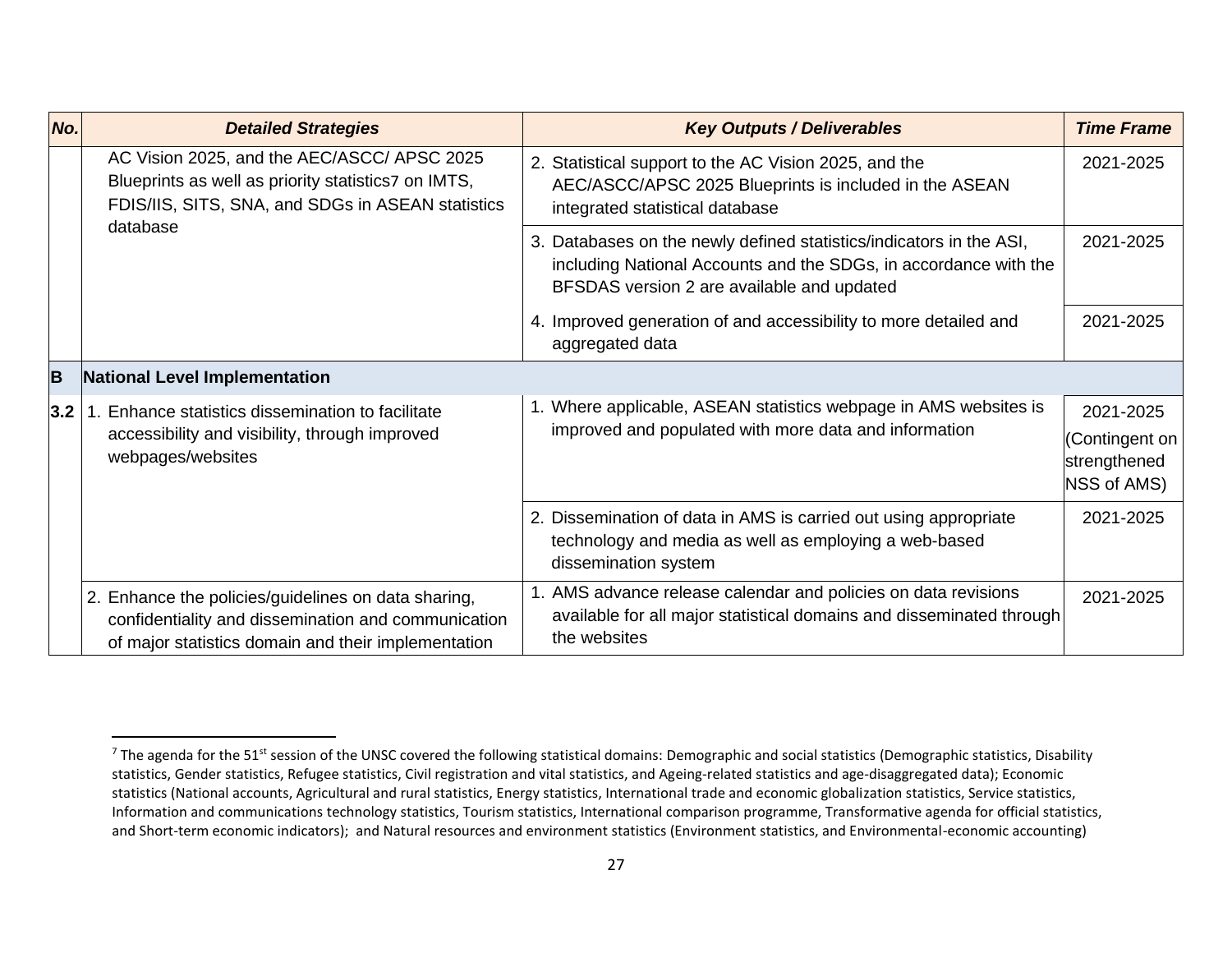| No. | Detailed Strategies | Key Outputs / Deliverables | Time Frame |
|---|---|---|---|
| | AC Vision 2025, and the AEC/ASCC/ APSC 2025 Blueprints as well as priority statistics[7] on IMTS, FDIS/IIS, SITS, SNA, and SDGs in ASEAN statistics database | 2. Statistical support to the AC Vision 2025, and the AEC/ASCC/APSC 2025 Blueprints is included in the ASEAN integrated statistical database | 2021-2025 |
| | | 3. Databases on the newly defined statistics/indicators in the ASI, including National Accounts and the SDGs, in accordance with the BFSDAS version 2 are available and updated | 2021-2025 |
| | | 4. Improved generation of and accessibility to more detailed and aggregated data | 2021-2025 |
| **B** | **National Level Implementation** | | |
| **3.2** | 1. Enhance statistics dissemination to facilitate accessibility and visibility, through improved webpages/websites | 1. Where applicable, ASEAN statistics webpage in AMS websites is improved and populated with more data and information | 2021-2025 (Contingent on strengthened NSS of AMS) |
| | | 2. Dissemination of data in AMS is carried out using appropriate technology and media as well as employing a web-based dissemination system | 2021-2025 |
| | 2. Enhance the policies/guidelines on data sharing, confidentiality and dissemination and communication of major statistics domain and their implementation | 1. AMS advance release calendar and policies on data revisions available for all major statistical domains and disseminated through the websites | 2021-2025 |

[7] The agenda for the 51st session of the UNSC covered the following statistical domains: Demographic and social statistics (Demographic statistics, Disability statistics, Gender statistics, Refugee statistics, Civil registration and vital statistics, and Ageing-related statistics and age-disaggregated data); Economic statistics (National accounts, Agricultural and rural statistics, Energy statistics, International trade and economic globalization statistics, Service statistics, Information and communications technology statistics, Tourism statistics, International comparison programme, Transformative agenda for official statistics, and Short-term economic indicators); and Natural resources and environment statistics (Environment statistics, and Environmental-economic accounting)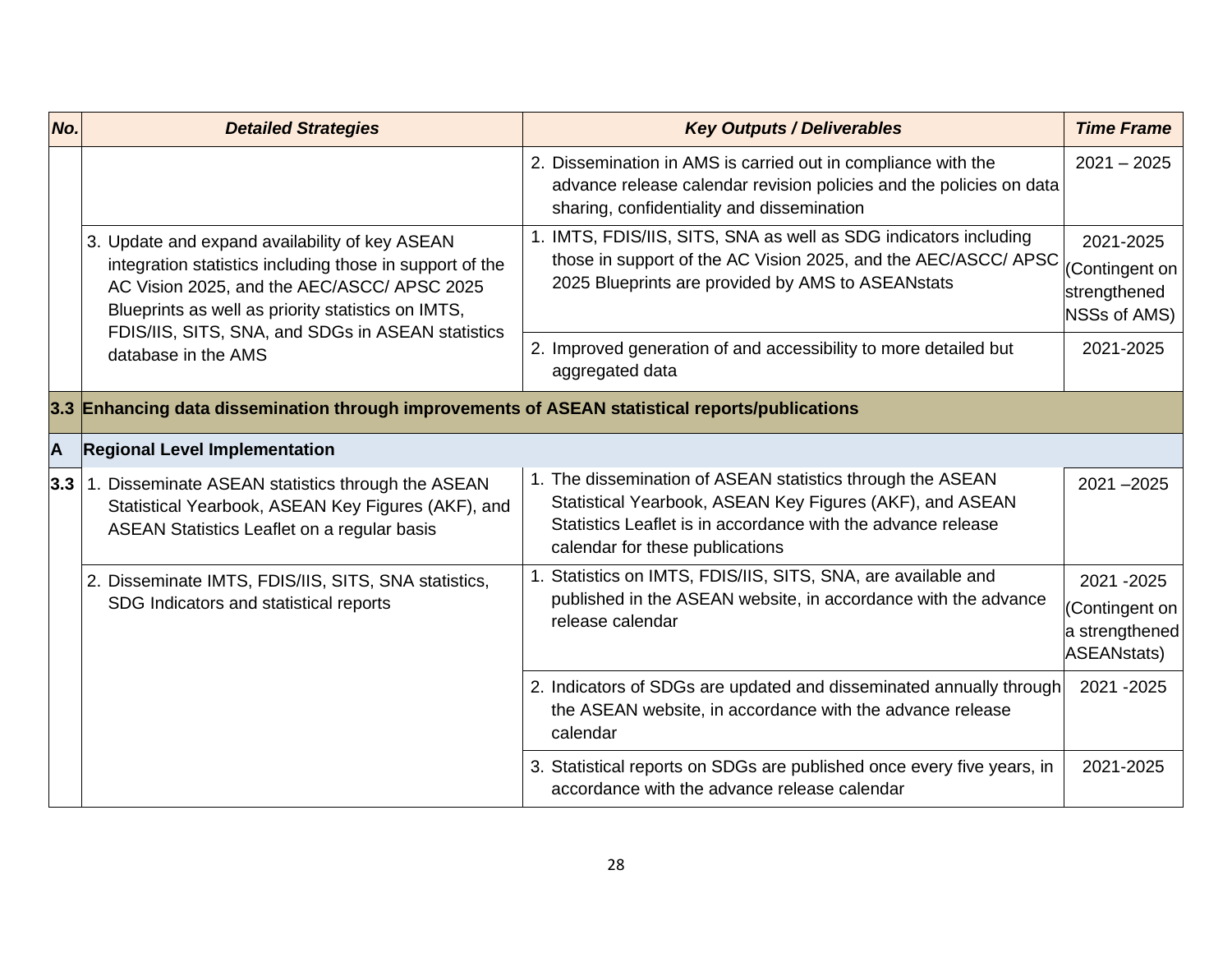| No. | Detailed Strategies | Key Outputs / Deliverables | Time Frame |
|---|---|---|---|
| | | 2. Dissemination in AMS is carried out in compliance with the advance release calendar revision policies and the policies on data sharing, confidentiality and dissemination | 2021 – 2025 |
| | 3. Update and expand availability of key ASEAN integration statistics including those in support of the AC Vision 2025, and the AEC/ASCC/ APSC 2025 Blueprints as well as priority statistics on IMTS, FDIS/IIS, SITS, SNA, and SDGs in ASEAN statistics database in the AMS | 1. IMTS, FDIS/IIS, SITS, SNA as well as SDG indicators including those in support of the AC Vision 2025, and the AEC/ASCC/ APSC 2025 Blueprints are provided by AMS to ASEANstats | 2021-2025 (Contingent on strengthened NSSs of AMS) |
| | | 2. Improved generation of and accessibility to more detailed but aggregated data | 2021-2025 |
| **3.3** | **Enhancing data dissemination through improvements of ASEAN statistical reports/publications** | | |
| **A** | **Regional Level Implementation** | | |
| **3.3** | 1. Disseminate ASEAN statistics through the ASEAN Statistical Yearbook, ASEAN Key Figures (AKF), and ASEAN Statistics Leaflet on a regular basis | 1. The dissemination of ASEAN statistics through the ASEAN Statistical Yearbook, ASEAN Key Figures (AKF), and ASEAN Statistics Leaflet is in accordance with the advance release calendar for these publications | 2021 –2025 |
| | 2. Disseminate IMTS, FDIS/IIS, SITS, SNA statistics, SDG Indicators and statistical reports | 1. Statistics on IMTS, FDIS/IIS, SITS, SNA, are available and published in the ASEAN website, in accordance with the advance release calendar | 2021 -2025 (Contingent on a strengthened ASEANstats) |
| | | 2. Indicators of SDGs are updated and disseminated annually through the ASEAN website, in accordance with the advance release calendar | 2021 -2025 |
| | | 3. Statistical reports on SDGs are published once every five years, in accordance with the advance release calendar | 2021-2025 |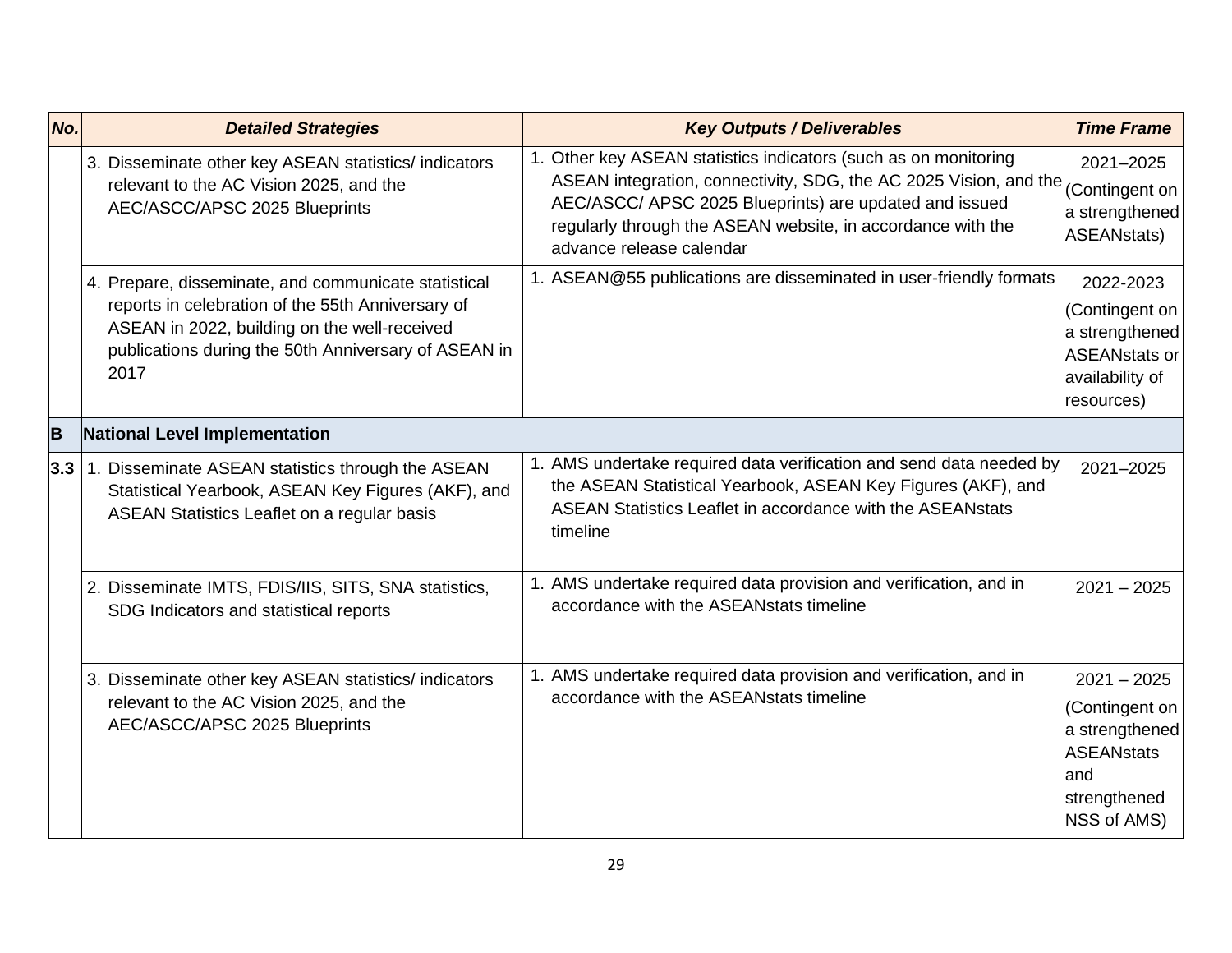| *No.* | *Detailed Strategies* | *Key Outputs / Deliverables* | *Time Frame* |
|---|---|---|---|
| | 3. Disseminate other key ASEAN statistics/ indicators relevant to the AC Vision 2025, and the AEC/ASCC/APSC 2025 Blueprints | 1. Other key ASEAN statistics indicators (such as on monitoring ASEAN integration, connectivity, SDG, the AC 2025 Vision, and the AEC/ASCC/ APSC 2025 Blueprints) are updated and issued regularly through the ASEAN website, in accordance with the advance release calendar | 2021–2025 (Contingent on a strengthened ASEANstats) |
| | 4. Prepare, disseminate, and communicate statistical reports in celebration of the 55th Anniversary of ASEAN in 2022, building on the well-received publications during the 50th Anniversary of ASEAN in 2017 | 1. ASEAN@55 publications are disseminated in user-friendly formats | 2022-2023 (Contingent on a strengthened ASEANstats or availability of resources) |
| **B** | **National Level Implementation** | | |
| **3.3** | 1. Disseminate ASEAN statistics through the ASEAN Statistical Yearbook, ASEAN Key Figures (AKF), and ASEAN Statistics Leaflet on a regular basis | 1. AMS undertake required data verification and send data needed by the ASEAN Statistical Yearbook, ASEAN Key Figures (AKF), and ASEAN Statistics Leaflet in accordance with the ASEANstats timeline | 2021–2025 |
| | 2. Disseminate IMTS, FDIS/IIS, SITS, SNA statistics, SDG Indicators and statistical reports | 1. AMS undertake required data provision and verification, and in accordance with the ASEANstats timeline | 2021 – 2025 |
| | 3. Disseminate other key ASEAN statistics/ indicators relevant to the AC Vision 2025, and the AEC/ASCC/APSC 2025 Blueprints | 1. AMS undertake required data provision and verification, and in accordance with the ASEANstats timeline | 2021 – 2025 (Contingent on a strengthened ASEANstats and strengthened NSS of AMS) |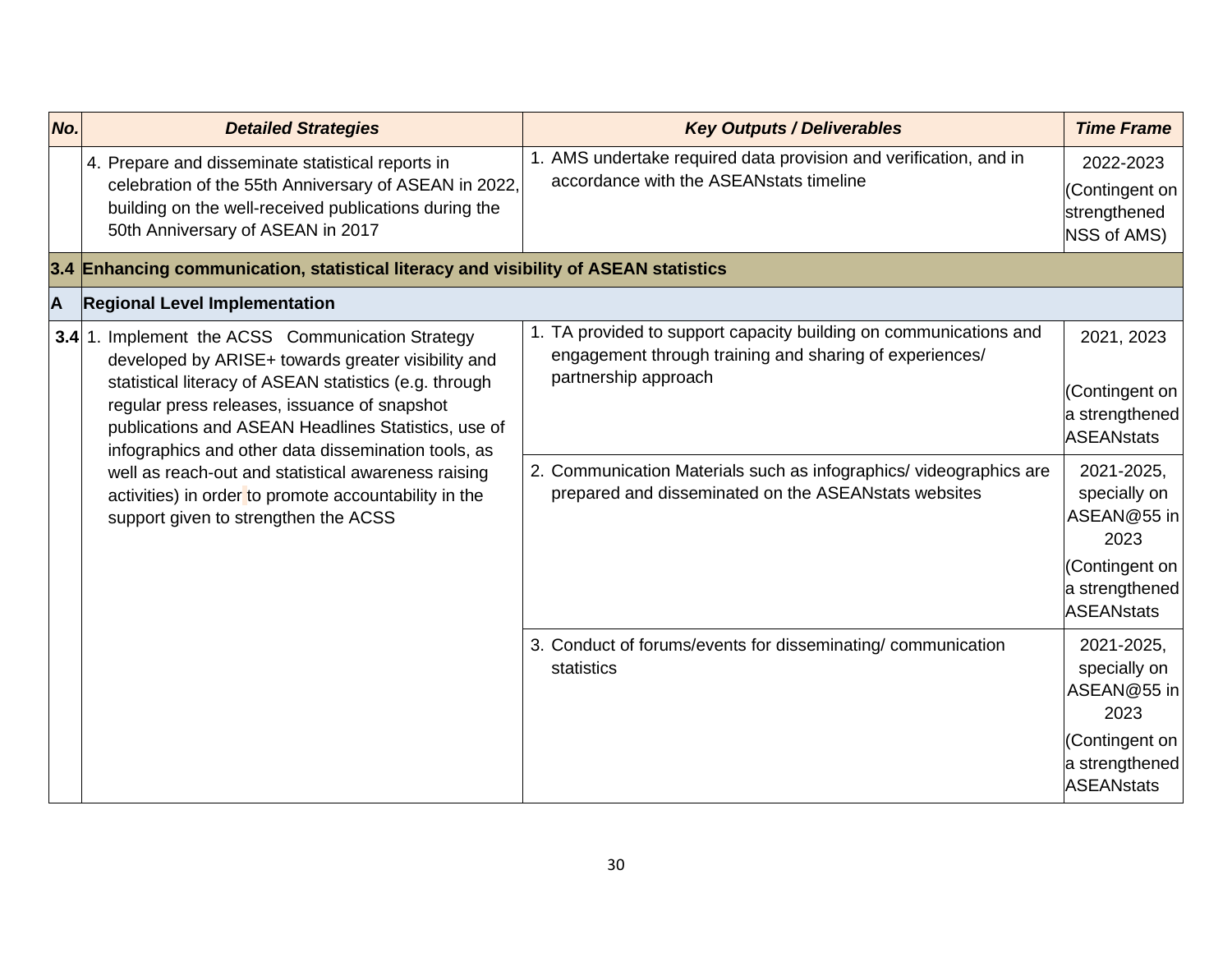| No. | Detailed Strategies | Key Outputs / Deliverables | Time Frame |
|---|---|---|---|
| | 4. Prepare and disseminate statistical reports in celebration of the 55th Anniversary of ASEAN in 2022, building on the well-received publications during the 50th Anniversary of ASEAN in 2017 | 1. AMS undertake required data provision and verification, and in accordance with the ASEANstats timeline | 2022-2023 (Contingent on strengthened NSS of AMS) |
| **3.4** | **Enhancing communication, statistical literacy and visibility of ASEAN statistics** | | |
| **A** | **Regional Level Implementation** | | |
| **3.4** | 1. Implement the ACSS Communication Strategy developed by ARISE+ towards greater visibility and statistical literacy of ASEAN statistics (e.g. through regular press releases, issuance of snapshot publications and ASEAN Headlines Statistics, use of infographics and other data dissemination tools, as well as reach-out and statistical awareness raising activities) in order to promote accountability in the support given to strengthen the ACSS | 1. TA provided to support capacity building on communications and engagement through training and sharing of experiences/ partnership approach | 2021, 2023 (Contingent on a strengthened ASEANstats |
| | | 2. Communication Materials such as infographics/ videographics are prepared and disseminated on the ASEANstats websites | 2021-2025, specially on ASEAN@55 in 2023 (Contingent on a strengthened ASEANstats |
| | | 3. Conduct of forums/events for disseminating/ communication statistics | 2021-2025, specially on ASEAN@55 in 2023 (Contingent on a strengthened ASEANstats |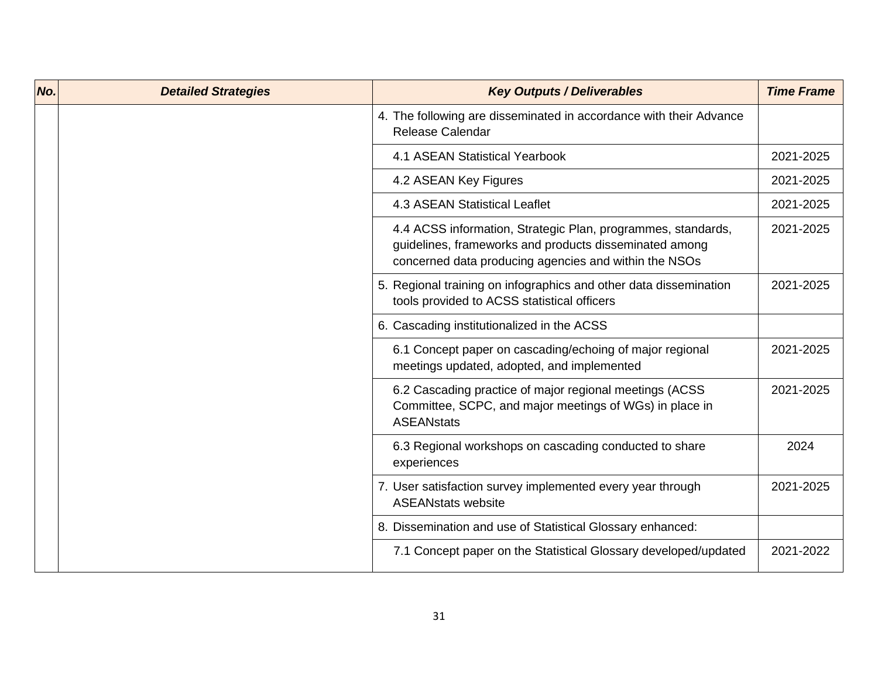| No. | Detailed Strategies | Key Outputs / Deliverables | Time Frame |
|---|---|---|---|
| | | 4. The following are disseminated in accordance with their Advance Release Calendar | |
| | | 4.1 ASEAN Statistical Yearbook | 2021-2025 |
| | | 4.2 ASEAN Key Figures | 2021-2025 |
| | | 4.3 ASEAN Statistical Leaflet | 2021-2025 |
| | | 4.4 ACSS information, Strategic Plan, programmes, standards, guidelines, frameworks and products disseminated among concerned data producing agencies and within the NSOs | 2021-2025 |
| | | 5. Regional training on infographics and other data dissemination tools provided to ACSS statistical officers | 2021-2025 |
| | | 6. Cascading institutionalized in the ACSS | |
| | | 6.1 Concept paper on cascading/echoing of major regional meetings updated, adopted, and implemented | 2021-2025 |
| | | 6.2 Cascading practice of major regional meetings (ACSS Committee, SCPC, and major meetings of WGs) in place in ASEANstats | 2021-2025 |
| | | 6.3 Regional workshops on cascading conducted to share experiences | 2024 |
| | | 7. User satisfaction survey implemented every year through ASEANstats website | 2021-2025 |
| | | 8. Dissemination and use of Statistical Glossary enhanced: | |
| | | 7.1 Concept paper on the Statistical Glossary developed/updated | 2021-2022 |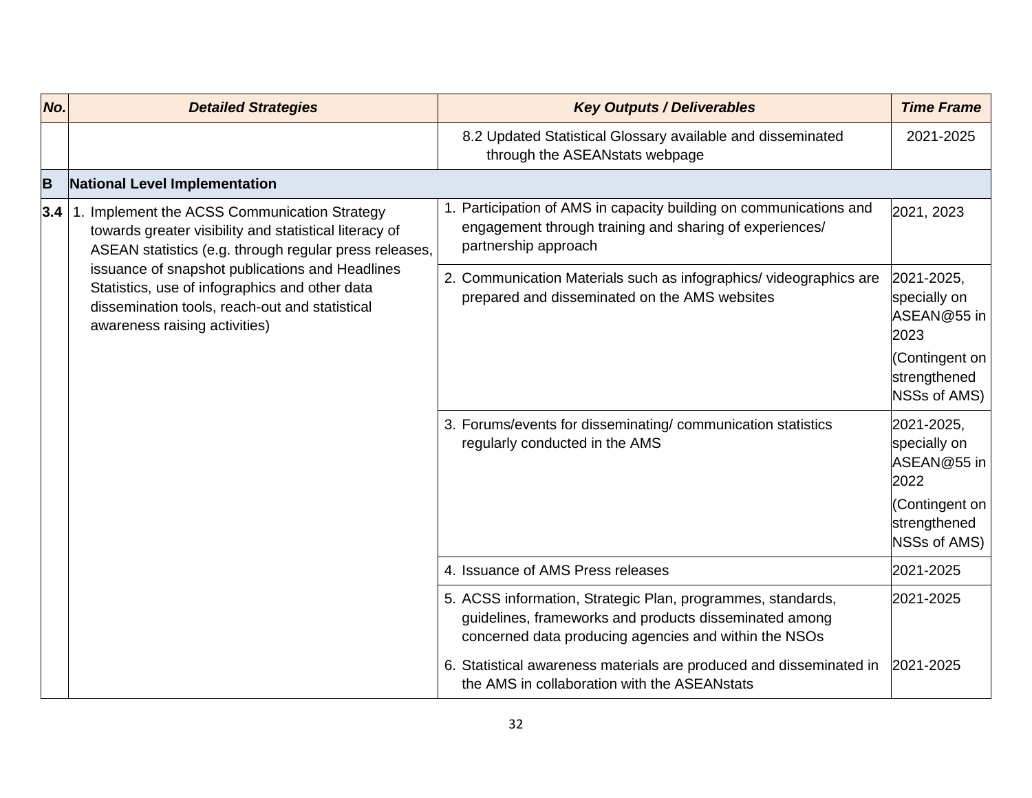| *No.* | *Detailed Strategies* | *Key Outputs / Deliverables* | *Time Frame* |
|---|---|---|---|
| | | 8.2 Updated Statistical Glossary available and disseminated through the ASEANstats webpage | 2021-2025 |
| **B** | **National Level Implementation** | | |
| **3.4** | 1. Implement the ACSS Communication Strategy towards greater visibility and statistical literacy of ASEAN statistics (e.g. through regular press releases, issuance of snapshot publications and Headlines Statistics, use of infographics and other data dissemination tools, reach-out and statistical awareness raising activities) | 1. Participation of AMS in capacity building on communications and engagement through training and sharing of experiences/ partnership approach | 2021, 2023 |
| | | 2. Communication Materials such as infographics/ videographics are prepared and disseminated on the AMS websites | 2021-2025, specially on ASEAN@55 in 2023 (Contingent on strengthened NSSs of AMS) |
| | | 3. Forums/events for disseminating/ communication statistics regularly conducted in the AMS | 2021-2025, specially on ASEAN@55 in 2022 (Contingent on strengthened NSSs of AMS) |
| | | 4. Issuance of AMS Press releases | 2021-2025 |
| | | 5. ACSS information, Strategic Plan, programmes, standards, guidelines, frameworks and products disseminated among concerned data producing agencies and within the NSOs | 2021-2025 |
| | | 6. Statistical awareness materials are produced and disseminated in the AMS in collaboration with the ASEANstats | 2021-2025 |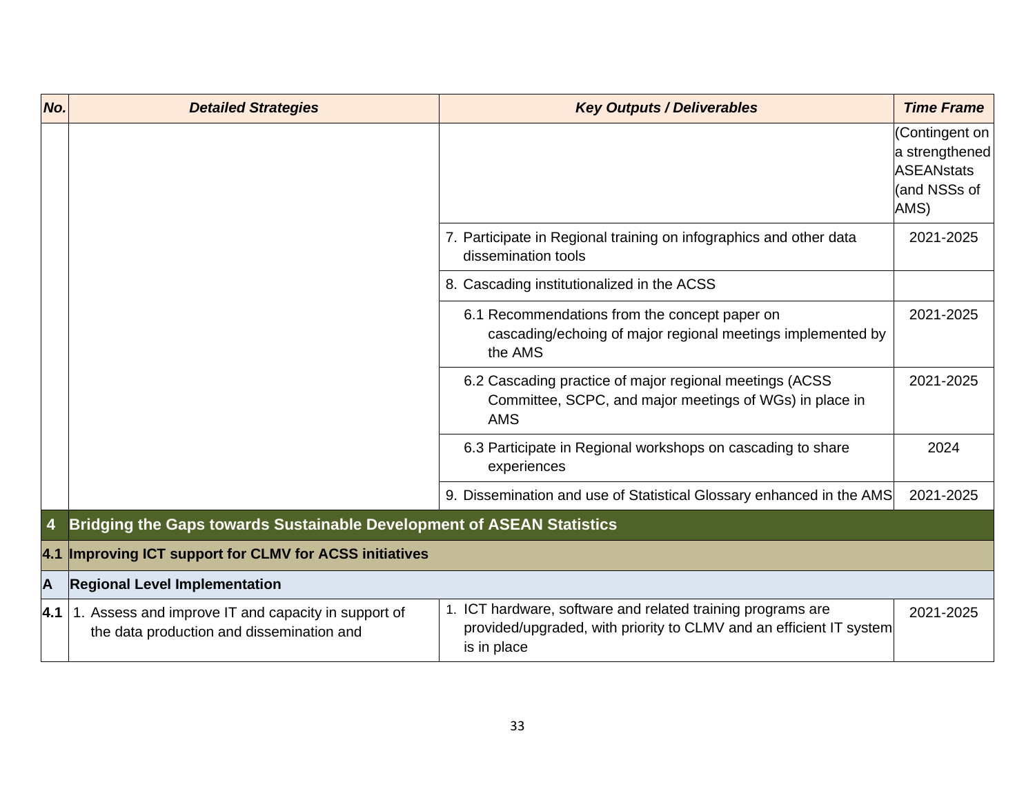| No. | Detailed Strategies | Key Outputs / Deliverables | Time Frame |
|---|---|---|---|
| | | | (Contingent on a strengthened ASEANstats (and NSSs of AMS) |
| | | 7. Participate in Regional training on infographics and other data dissemination tools | 2021-2025 |
| | | 8. Cascading institutionalized in the ACSS | |
| | | 6.1 Recommendations from the concept paper on cascading/echoing of major regional meetings implemented by the AMS | 2021-2025 |
| | | 6.2 Cascading practice of major regional meetings (ACSS Committee, SCPC, and major meetings of WGs) in place in AMS | 2021-2025 |
| | | 6.3 Participate in Regional workshops on cascading to share experiences | 2024 |
| | | 9. Dissemination and use of Statistical Glossary enhanced in the AMS | 2021-2025 |
| **4** | **Bridging the Gaps towards Sustainable Development of ASEAN Statistics** | | |
| **4.1** | **Improving ICT support for CLMV for ACSS initiatives** | | |
| **A** | **Regional Level Implementation** | | |
| **4.1** | 1. Assess and improve IT and capacity in support of the data production and dissemination and | 1. ICT hardware, software and related training programs are provided/upgraded, with priority to CLMV and an efficient IT system is in place | 2021-2025 |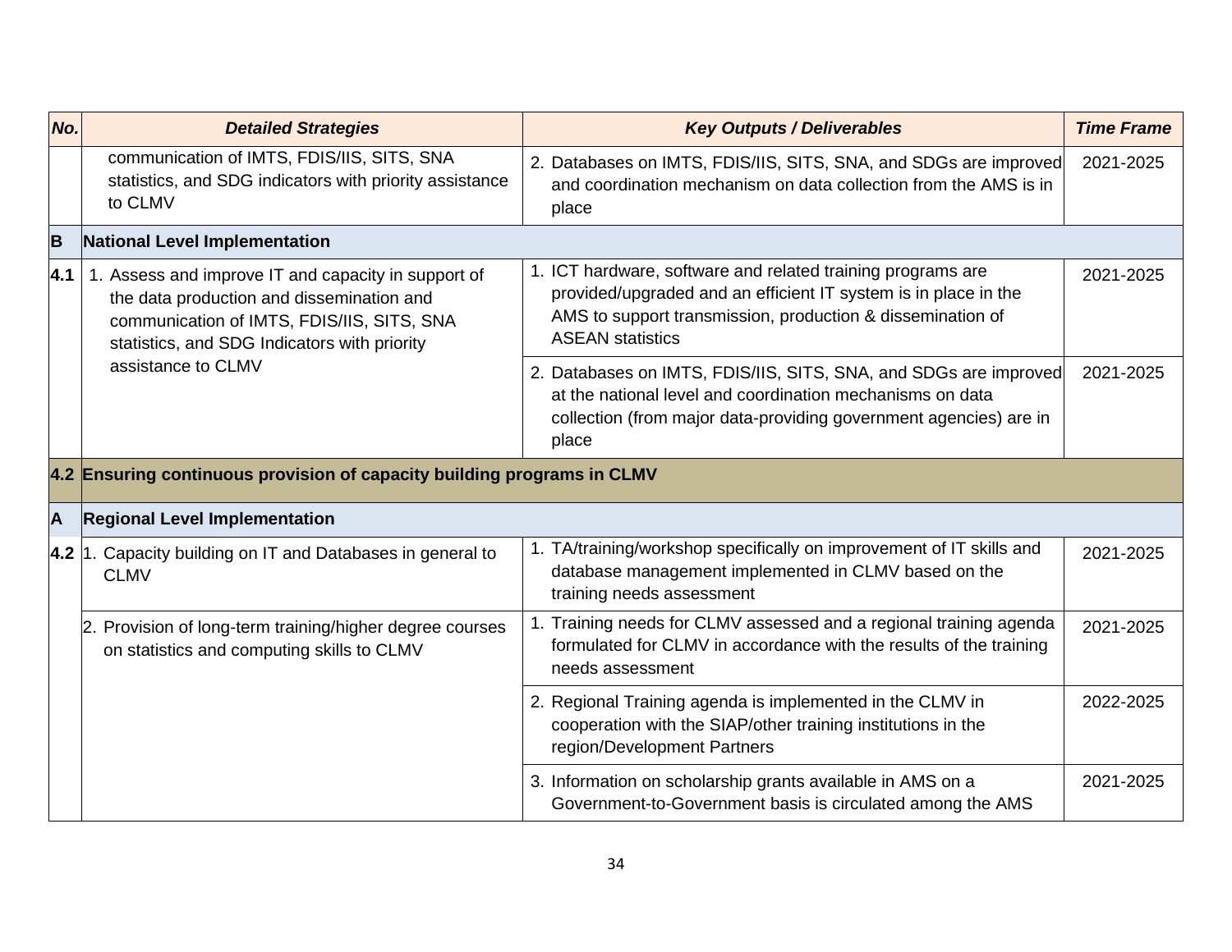| No. | Detailed Strategies | Key Outputs / Deliverables | Time Frame |
|---|---|---|---|
| | communication of IMTS, FDIS/IIS, SITS, SNA statistics, and SDG indicators with priority assistance to CLMV | 2. Databases on IMTS, FDIS/IIS, SITS, SNA, and SDGs are improved and coordination mechanism on data collection from the AMS is in place | 2021-2025 |
| **B** | **National Level Implementation** | | |
| **4.1** | 1. Assess and improve IT and capacity in support of the data production and dissemination and communication of IMTS, FDIS/IIS, SITS, SNA statistics, and SDG Indicators with priority assistance to CLMV | 1. ICT hardware, software and related training programs are provided/upgraded and an efficient IT system is in place in the AMS to support transmission, production & dissemination of ASEAN statistics | 2021-2025 |
| | | 2. Databases on IMTS, FDIS/IIS, SITS, SNA, and SDGs are improved at the national level and coordination mechanisms on data collection (from major data-providing government agencies) are in place | 2021-2025 |
| **4.2** | **Ensuring continuous provision of capacity building programs in CLMV** | | |
| **A** | **Regional Level Implementation** | | |
| **4.2** | 1. Capacity building on IT and Databases in general to CLMV | 1. TA/training/workshop specifically on improvement of IT skills and database management implemented in CLMV based on the training needs assessment | 2021-2025 |
| | 2. Provision of long-term training/higher degree courses on statistics and computing skills to CLMV | 1. Training needs for CLMV assessed and a regional training agenda formulated for CLMV in accordance with the results of the training needs assessment | 2021-2025 |
| | | 2. Regional Training agenda is implemented in the CLMV in cooperation with the SIAP/other training institutions in the region/Development Partners | 2022-2025 |
| | | 3. Information on scholarship grants available in AMS on a Government-to-Government basis is circulated among the AMS | 2021-2025 |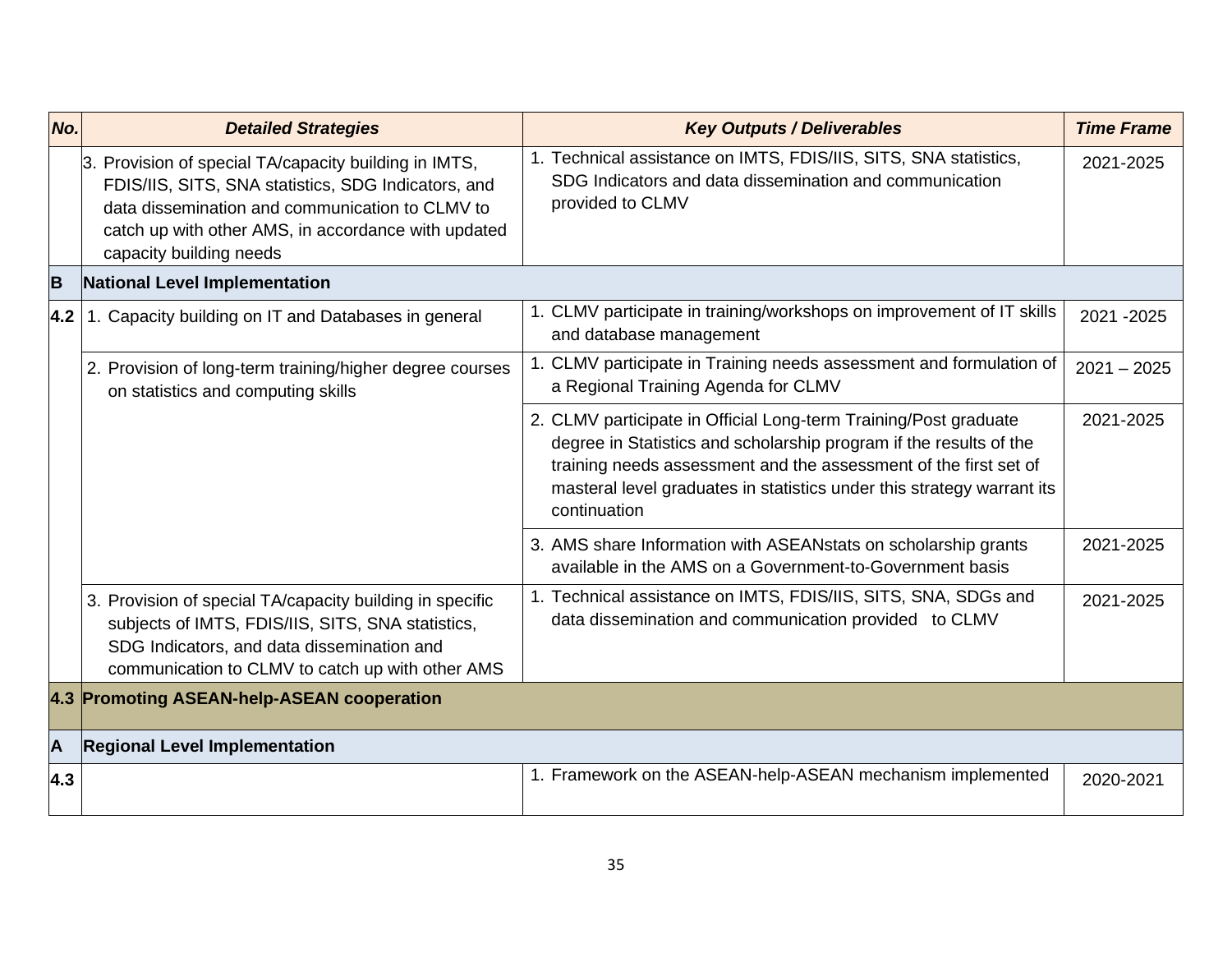| No. | Detailed Strategies | Key Outputs / Deliverables | Time Frame |
|---|---|---|---|
| | 3. Provision of special TA/capacity building in IMTS, FDIS/IIS, SITS, SNA statistics, SDG Indicators, and data dissemination and communication to CLMV to catch up with other AMS, in accordance with updated capacity building needs | 1. Technical assistance on IMTS, FDIS/IIS, SITS, SNA statistics, SDG Indicators and data dissemination and communication provided to CLMV | 2021-2025 |
| **B** | **National Level Implementation** | | |
| **4.2** | 1. Capacity building on IT and Databases in general | 1. CLMV participate in training/workshops on improvement of IT skills and database management | 2021 -2025 |
| | 2. Provision of long-term training/higher degree courses on statistics and computing skills | 1. CLMV participate in Training needs assessment and formulation of a Regional Training Agenda for CLMV | 2021 – 2025 |
| | | 2. CLMV participate in Official Long-term Training/Post graduate degree in Statistics and scholarship program if the results of the training needs assessment and the assessment of the first set of masteral level graduates in statistics under this strategy warrant its continuation | 2021-2025 |
| | | 3. AMS share Information with ASEANstats on scholarship grants available in the AMS on a Government-to-Government basis | 2021-2025 |
| | 3. Provision of special TA/capacity building in specific subjects of IMTS, FDIS/IIS, SITS, SNA statistics, SDG Indicators, and data dissemination and communication to CLMV to catch up with other AMS | 1. Technical assistance on IMTS, FDIS/IIS, SITS, SNA, SDGs and data dissemination and communication provided to CLMV | 2021-2025 |
| **4.3** | **Promoting ASEAN-help-ASEAN cooperation** | | |
| **A** | **Regional Level Implementation** | | |
| **4.3** | | 1. Framework on the ASEAN-help-ASEAN mechanism implemented | 2020-2021 |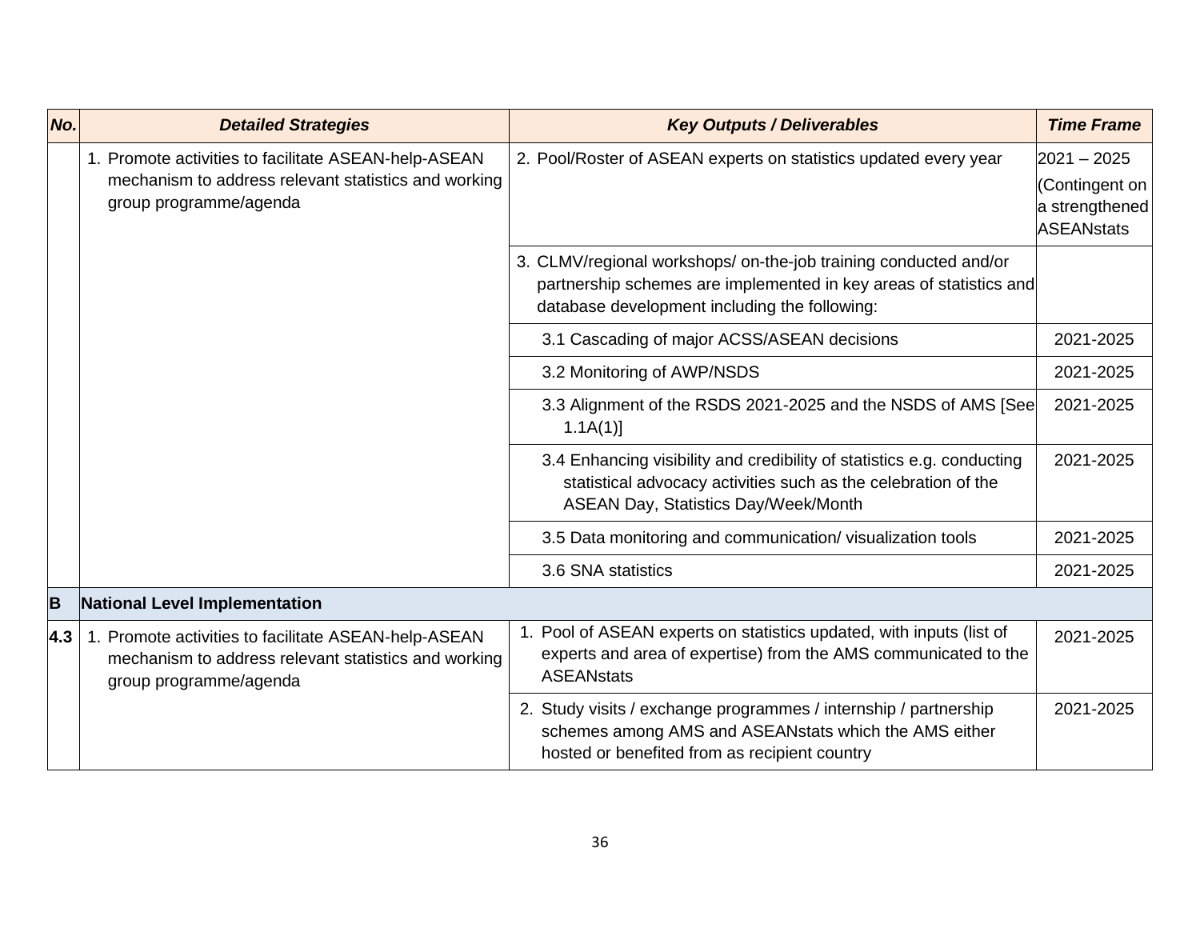| No. | Detailed Strategies | Key Outputs / Deliverables | Time Frame |
|---|---|---|---|
| | 1. Promote activities to facilitate ASEAN-help-ASEAN mechanism to address relevant statistics and working group programme/agenda | 2. Pool/Roster of ASEAN experts on statistics updated every year | 2021 – 2025 (Contingent on a strengthened ASEANstats |
| | | 3. CLMV/regional workshops/ on-the-job training conducted and/or partnership schemes are implemented in key areas of statistics and database development including the following: | |
| | | 3.1 Cascading of major ACSS/ASEAN decisions | 2021-2025 |
| | | 3.2 Monitoring of AWP/NSDS | 2021-2025 |
| | | 3.3 Alignment of the RSDS 2021-2025 and the NSDS of AMS [See 1.1A(1)] | 2021-2025 |
| | | 3.4 Enhancing visibility and credibility of statistics e.g. conducting statistical advocacy activities such as the celebration of the ASEAN Day, Statistics Day/Week/Month | 2021-2025 |
| | | 3.5 Data monitoring and communication/ visualization tools | 2021-2025 |
| | | 3.6 SNA statistics | 2021-2025 |
| **B** | **National Level Implementation** | | |
| **4.3** | 1. Promote activities to facilitate ASEAN-help-ASEAN mechanism to address relevant statistics and working group programme/agenda | 1. Pool of ASEAN experts on statistics updated, with inputs (list of experts and area of expertise) from the AMS communicated to the ASEANstats | 2021-2025 |
| | | 2. Study visits / exchange programmes / internship / partnership schemes among AMS and ASEANstats which the AMS either hosted or benefited from as recipient country | 2021-2025 |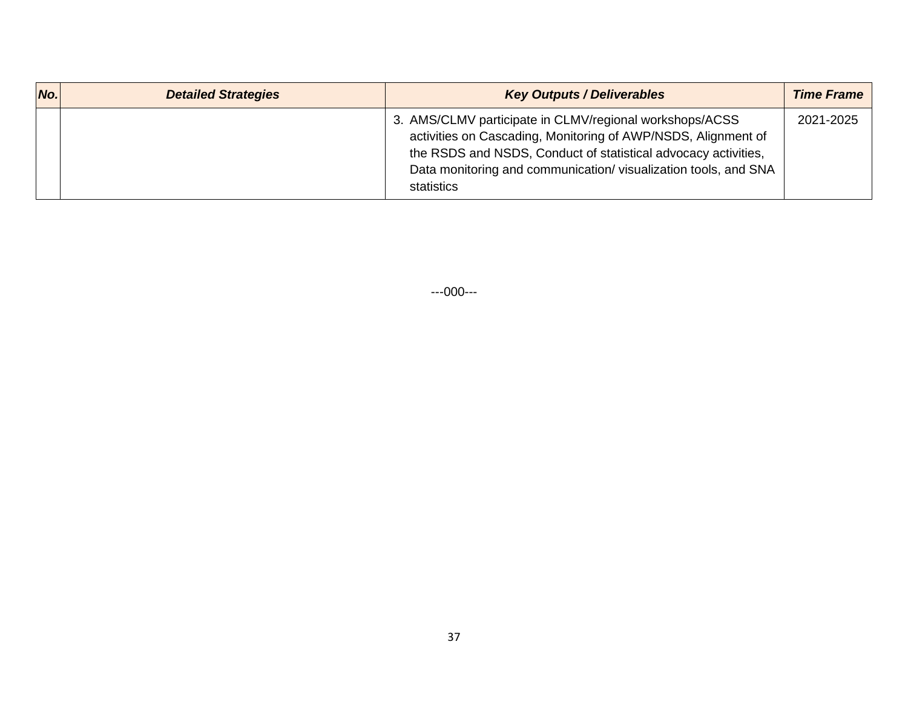| ***No.*** | ***Detailed Strategies*** | ***Key Outputs / Deliverables*** | ***Time Frame*** |
|---|---|---|---|
| | | 3. AMS/CLMV participate in CLMV/regional workshops/ACSS activities on Cascading, Monitoring of AWP/NSDS, Alignment of the RSDS and NSDS, Conduct of statistical advocacy activities, Data monitoring and communication/ visualization tools, and SNA statistics | 2021-2025 |

---000---